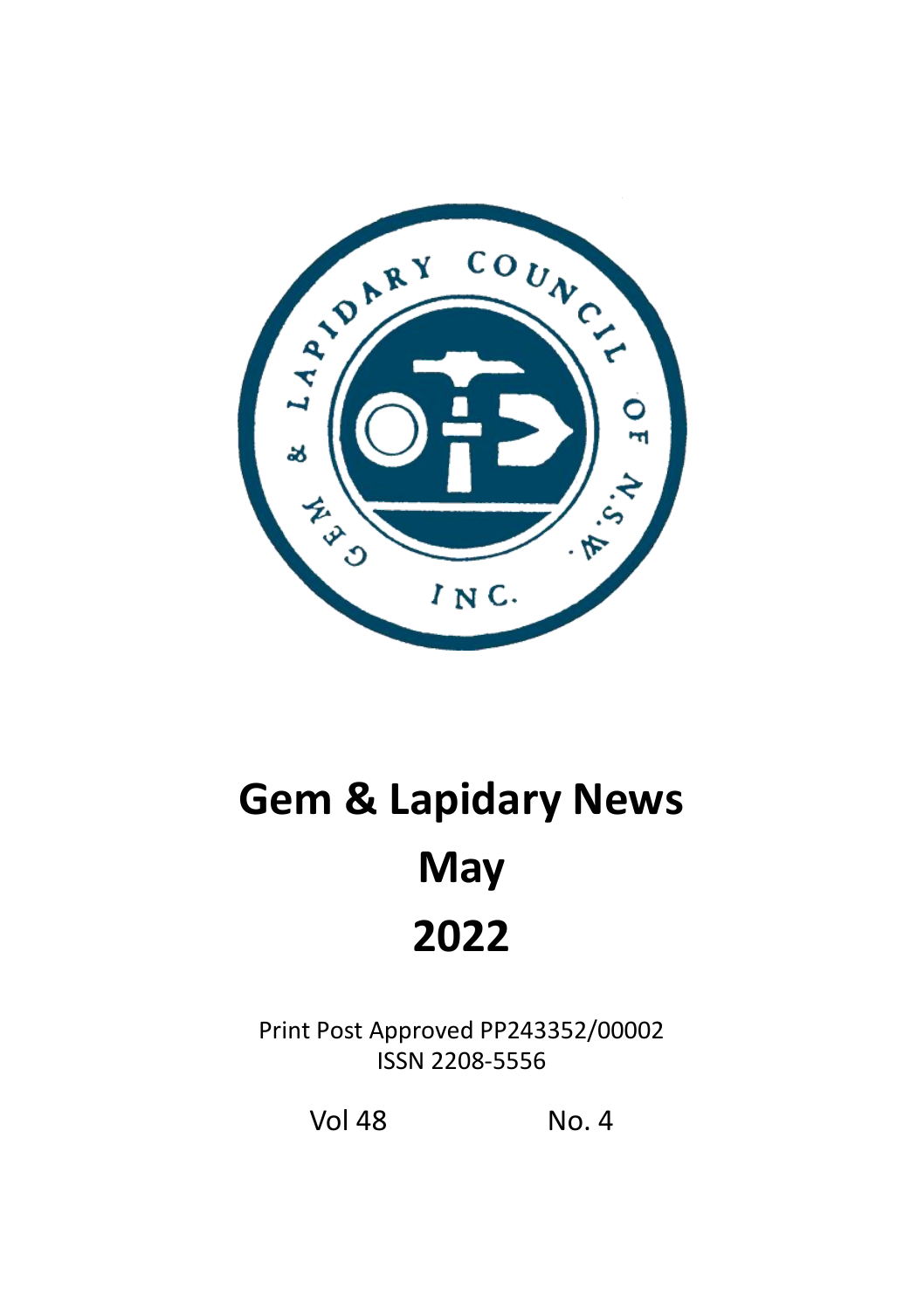# Gem & Lapidary News

# May

# 2022

Print Post Approved PP243352/00002
ISSN 2208-5556

Vol 48 No. 4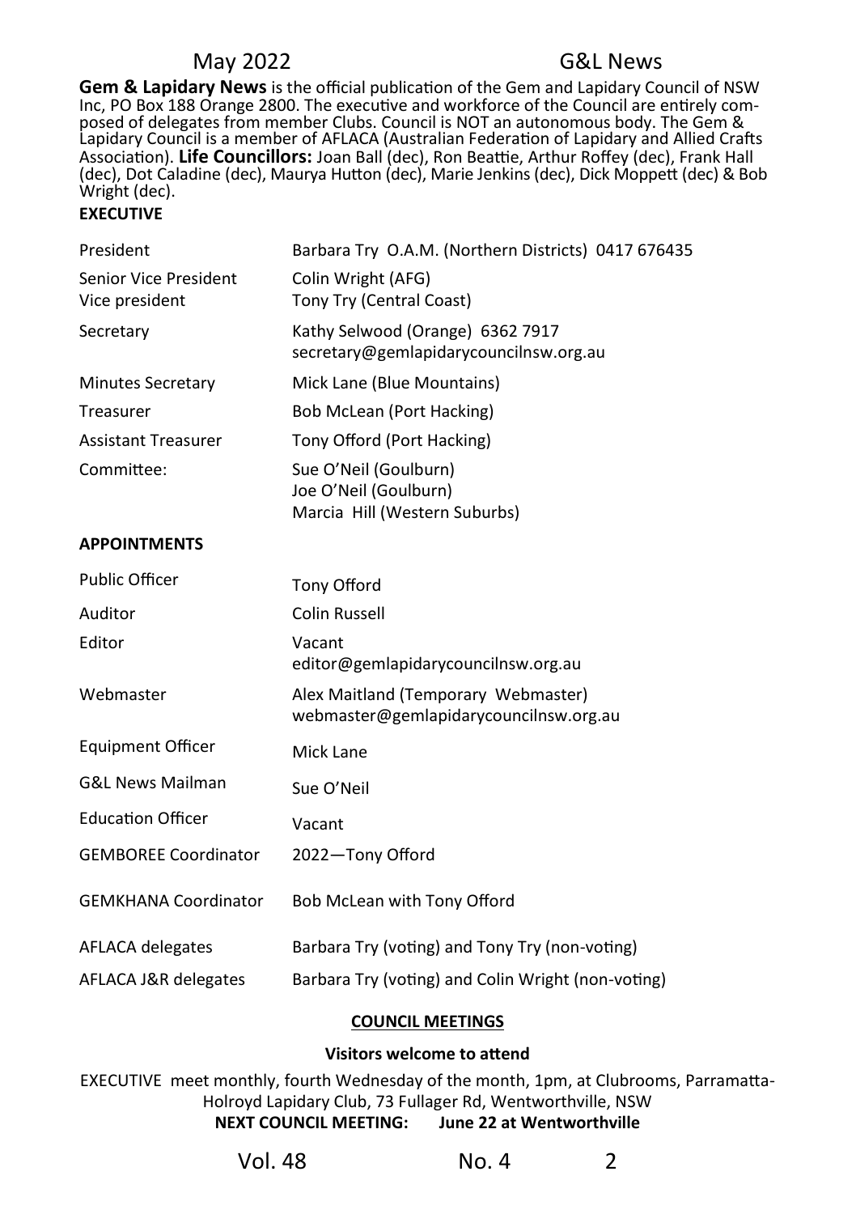**Gem & Lapidary News** is the official publication of the Gem and Lapidary Council of NSW Inc, PO Box 188 Orange 2800. The executive and workforce of the Council are entirely composed of delegates from member Clubs. Council is NOT an autonomous body. The Gem & Lapidary Council is a member of AFLACA (Australian Federation of Lapidary and Allied Crafts Association). **Life Councillors:** Joan Ball (dec), Ron Beattie, Arthur Roffey (dec), Frank Hall (dec), Dot Caladine (dec), Maurya Hutton (dec), Marie Jenkins (dec), Dick Moppett (dec) & Bob Wright (dec).

**EXECUTIVE**

| | |
|---|---|
| President | Barbara Try O.A.M. (Northern Districts) 0417 676435 |
| Senior Vice President | Colin Wright (AFG) |
| Vice president | Tony Try (Central Coast) |
| Secretary | Kathy Selwood (Orange) 6362 7917<br>secretary@gemlapidarycouncilnsw.org.au |
| Minutes Secretary | Mick Lane (Blue Mountains) |
| Treasurer | Bob McLean (Port Hacking) |
| Assistant Treasurer | Tony Offord (Port Hacking) |
| Committee: | Sue O'Neil (Goulburn)<br>Joe O'Neil (Goulburn)<br>Marcia Hill (Western Suburbs) |

**APPOINTMENTS**

| | |
|---|---|
| Public Officer | Tony Offord |
| Auditor | Colin Russell |
| Editor | Vacant<br>editor@gemlapidarycouncilnsw.org.au |
| Webmaster | Alex Maitland (Temporary Webmaster)<br>webmaster@gemlapidarycouncilnsw.org.au |
| Equipment Officer | Mick Lane |
| G&L News Mailman | Sue O'Neil |
| Education Officer | Vacant |
| GEMBOREE Coordinator | 2022—Tony Offord |
| GEMKHANA Coordinator | Bob McLean with Tony Offord |
| AFLACA delegates | Barbara Try (voting) and Tony Try (non-voting) |
| AFLACA J&R delegates | Barbara Try (voting) and Colin Wright (non-voting) |

**COUNCIL MEETINGS**

**Visitors welcome to attend**

EXECUTIVE meet monthly, fourth Wednesday of the month, 1pm, at Clubrooms, Parramatta-Holroyd Lapidary Club, 73 Fullager Rd, Wentworthville, NSW

**NEXT COUNCIL MEETING: June 22 at Wentworthville**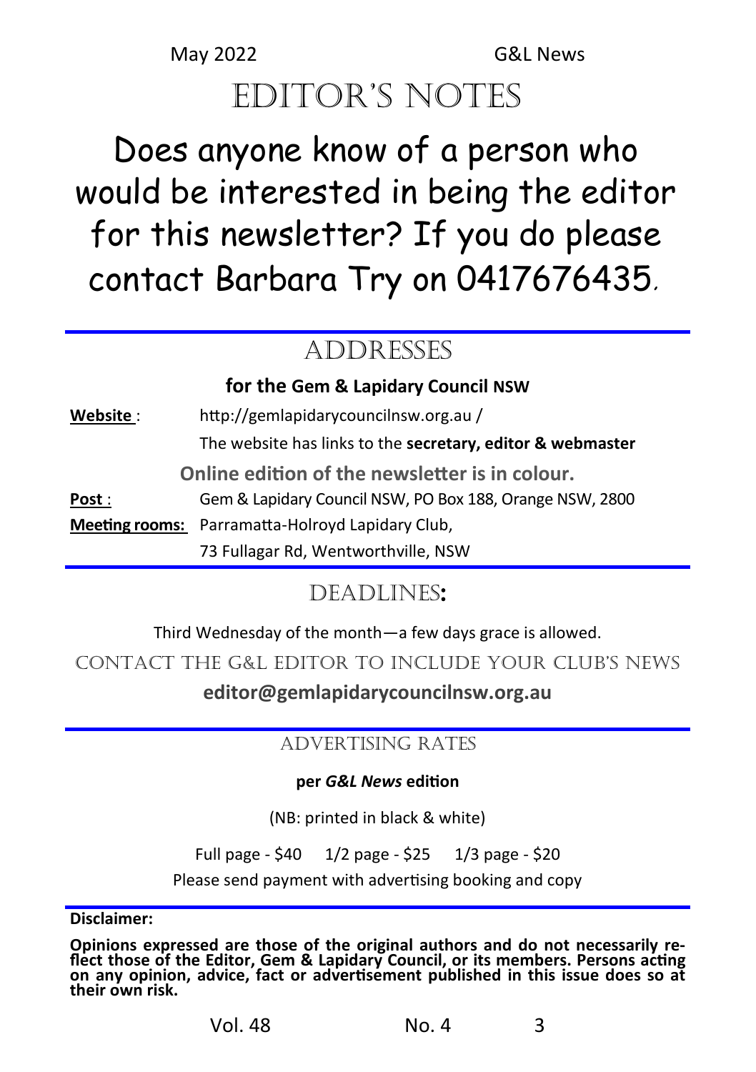# EDITOR'S NOTES

Does anyone know of a person who would be interested in being the editor for this newsletter? If you do please contact Barbara Try on 0417676435.

## ADDRESSES

**for the Gem & Lapidary Council NSW**

**Website** : http://gemlapidarycouncilnsw.org.au /

The website has links to the **secretary, editor & webmaster**

**Online edition of the newsletter is in colour.**

**Post** : Gem & Lapidary Council NSW, PO Box 188, Orange NSW, 2800

**Meeting rooms:** Parramatta-Holroyd Lapidary Club,
73 Fullagar Rd, Wentworthville, NSW

## DEADLINES:

Third Wednesday of the month—a few days grace is allowed.

CONTACT THE G&L EDITOR TO INCLUDE YOUR CLUB'S NEWS

**editor@gemlapidarycouncilnsw.org.au**

## ADVERTISING RATES

**per *G&L News* edition**

(NB: printed in black & white)

Full page - $40 1/2 page - $25 1/3 page - $20

Please send payment with advertising booking and copy

**Disclaimer:**

**Opinions expressed are those of the original authors and do not necessarily reflect those of the Editor, Gem & Lapidary Council, or its members. Persons acting on any opinion, advice, fact or advertisement published in this issue does so at their own risk.**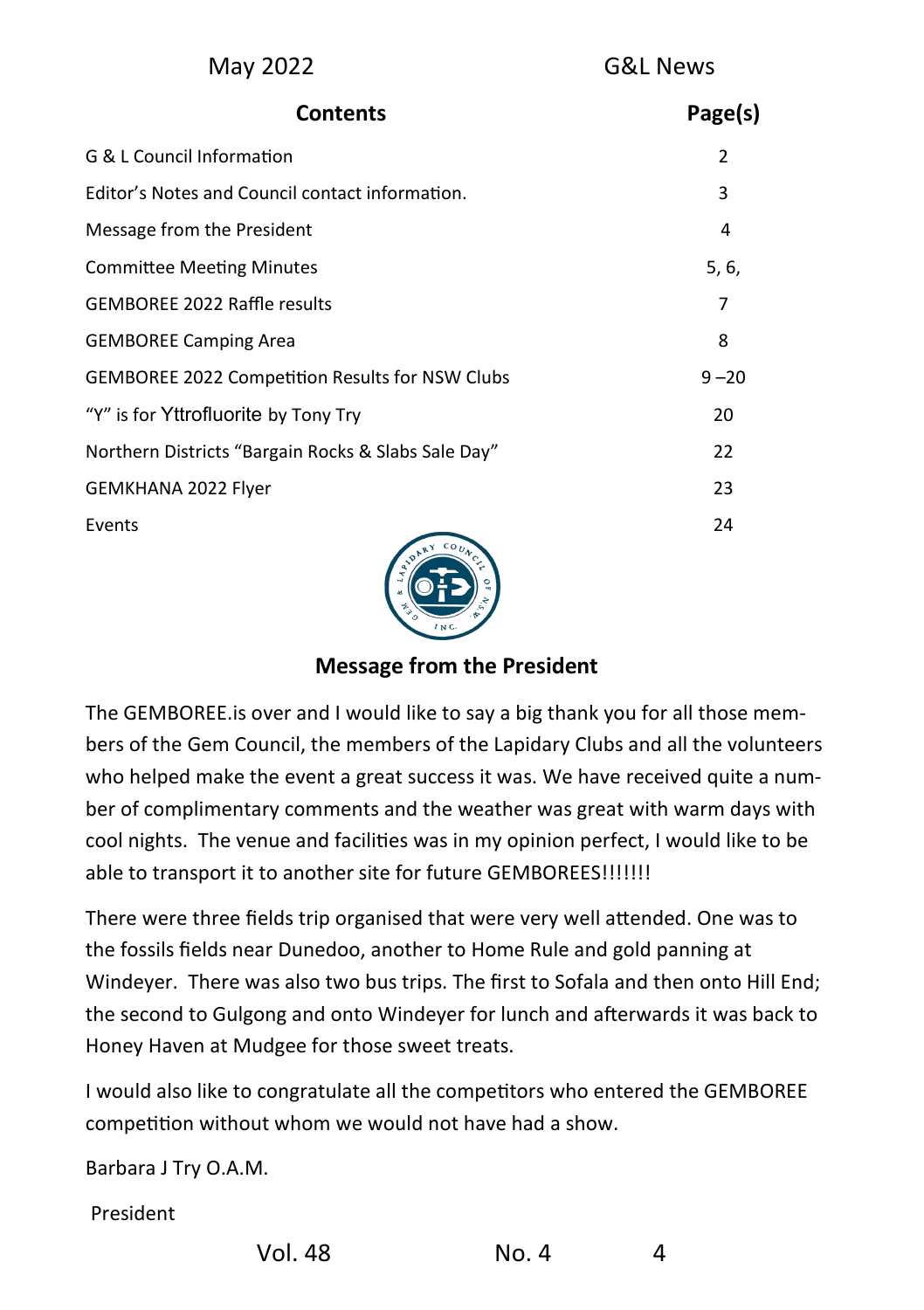## Contents

| Contents | Page(s) |
|---|---|
| G & L Council Information | 2 |
| Editor's Notes and Council contact information. | 3 |
| Message from the President | 4 |
| Committee Meeting Minutes | 5, 6, |
| GEMBOREE 2022 Raffle results | 7 |
| GEMBOREE Camping Area | 8 |
| GEMBOREE 2022 Competition Results for NSW Clubs | 9 –20 |
| "Y" is for Yttrofluorite by Tony Try | 20 |
| Northern Districts "Bargain Rocks & Slabs Sale Day" | 22 |
| GEMKHANA 2022 Flyer | 23 |
| Events | 24 |

## Message from the President

The GEMBOREE.is over and I would like to say a big thank you for all those members of the Gem Council, the members of the Lapidary Clubs and all the volunteers who helped make the event a great success it was. We have received quite a number of complimentary comments and the weather was great with warm days with cool nights. The venue and facilities was in my opinion perfect, I would like to be able to transport it to another site for future GEMBOREES!!!!!!!

There were three fields trip organised that were very well attended. One was to the fossils fields near Dunedoo, another to Home Rule and gold panning at Windeyer. There was also two bus trips. The first to Sofala and then onto Hill End; the second to Gulgong and onto Windeyer for lunch and afterwards it was back to Honey Haven at Mudgee for those sweet treats.

I would also like to congratulate all the competitors who entered the GEMBOREE competition without whom we would not have had a show.

Barbara J Try O.A.M.

President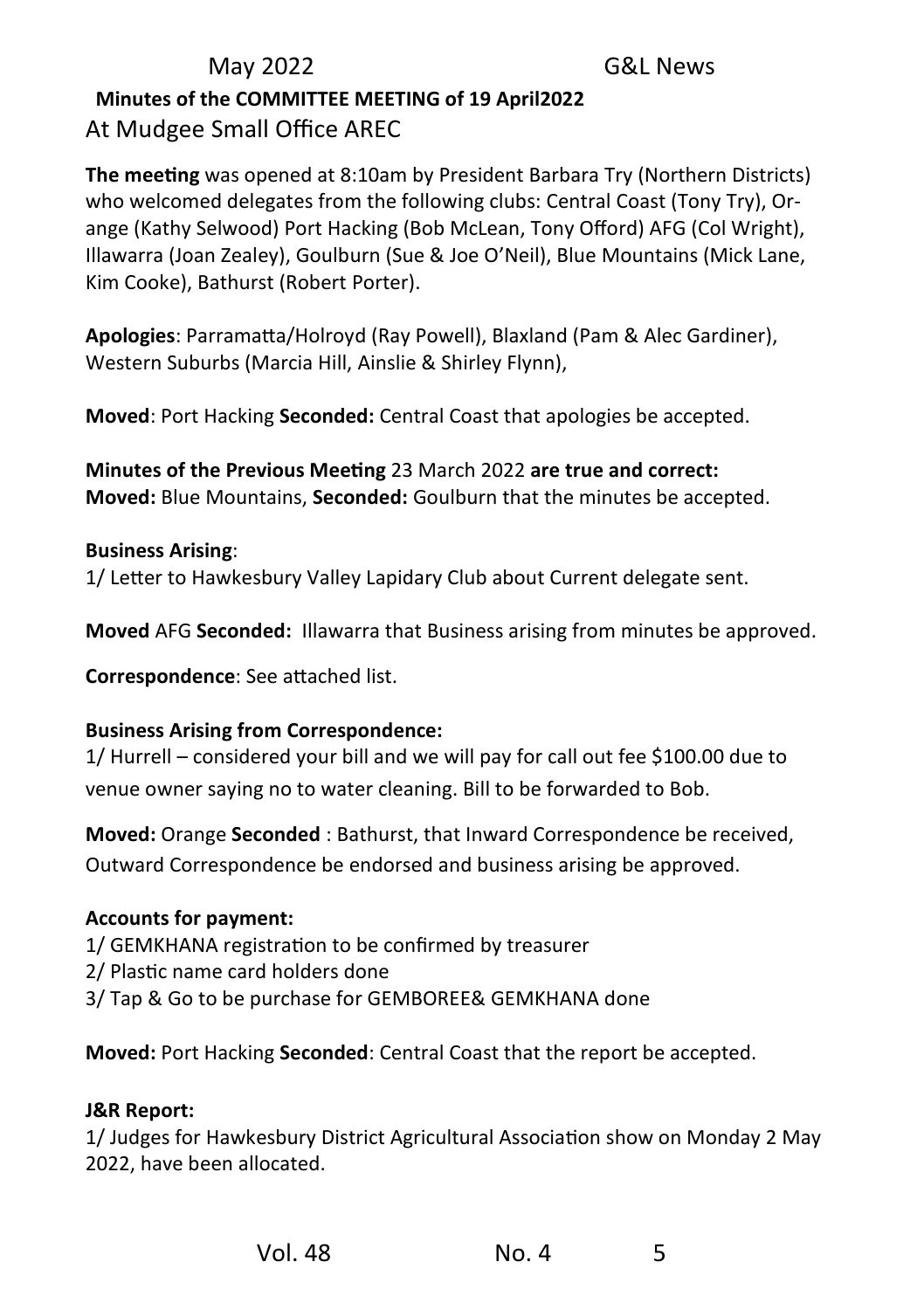**Minutes of the COMMITTEE MEETING of 19 April2022**

At Mudgee Small Office AREC

**The meeting** was opened at 8:10am by President Barbara Try (Northern Districts) who welcomed delegates from the following clubs: Central Coast (Tony Try), Orange (Kathy Selwood) Port Hacking (Bob McLean, Tony Offord) AFG (Col Wright), Illawarra (Joan Zealey), Goulburn (Sue & Joe O'Neil), Blue Mountains (Mick Lane, Kim Cooke), Bathurst (Robert Porter).

**Apologies**: Parramatta/Holroyd (Ray Powell), Blaxland (Pam & Alec Gardiner), Western Suburbs (Marcia Hill, Ainslie & Shirley Flynn),

**Moved**: Port Hacking **Seconded:** Central Coast that apologies be accepted.

**Minutes of the Previous Meeting** 23 March 2022 **are true and correct:**
**Moved:** Blue Mountains, **Seconded:** Goulburn that the minutes be accepted.

**Business Arising**:

1/ Letter to Hawkesbury Valley Lapidary Club about Current delegate sent.

**Moved** AFG **Seconded:** Illawarra that Business arising from minutes be approved.

**Correspondence**: See attached list.

**Business Arising from Correspondence:**

1/ Hurrell – considered your bill and we will pay for call out fee $100.00 due to venue owner saying no to water cleaning. Bill to be forwarded to Bob.

**Moved:** Orange **Seconded** : Bathurst, that Inward Correspondence be received, Outward Correspondence be endorsed and business arising be approved.

**Accounts for payment:**

1/ GEMKHANA registration to be confirmed by treasurer
2/ Plastic name card holders done
3/ Tap & Go to be purchase for GEMBOREE& GEMKHANA done

**Moved:** Port Hacking **Seconded**: Central Coast that the report be accepted.

**J&R Report:**

1/ Judges for Hawkesbury District Agricultural Association show on Monday 2 May 2022, have been allocated.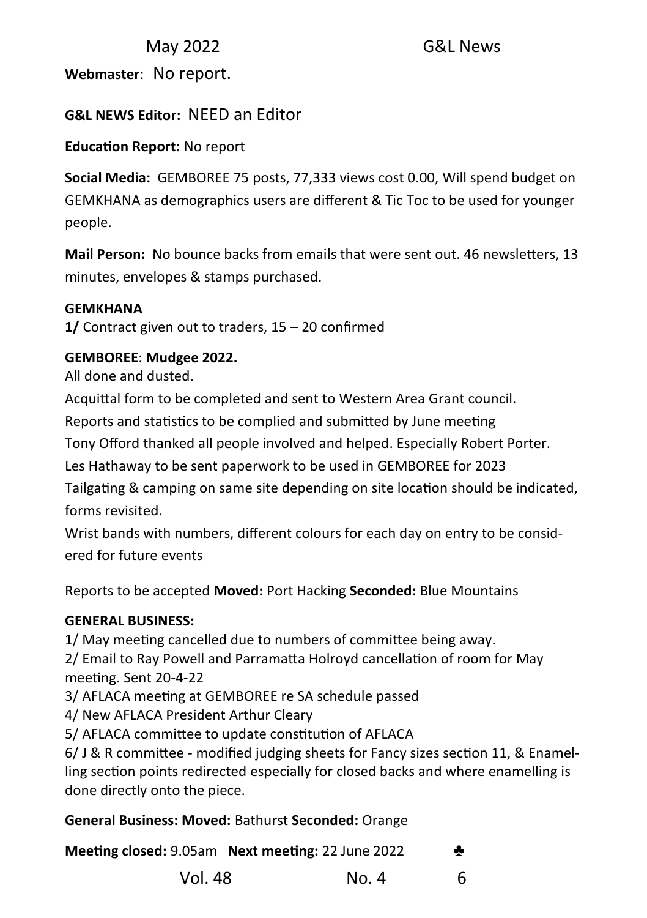**Webmaster**: No report.

**G&L NEWS Editor:** NEED an Editor

**Education Report:** No report

**Social Media:** GEMBOREE 75 posts, 77,333 views cost 0.00, Will spend budget on GEMKHANA as demographics users are different & Tic Toc to be used for younger people.

**Mail Person:** No bounce backs from emails that were sent out. 46 newsletters, 13 minutes, envelopes & stamps purchased.

**GEMKHANA**

**1/** Contract given out to traders, 15 – 20 confirmed

**GEMBOREE**: **Mudgee 2022.**

All done and dusted.

Acquittal form to be completed and sent to Western Area Grant council.

Reports and statistics to be complied and submitted by June meeting

Tony Offord thanked all people involved and helped. Especially Robert Porter.

Les Hathaway to be sent paperwork to be used in GEMBOREE for 2023

Tailgating & camping on same site depending on site location should be indicated, forms revisited.

Wrist bands with numbers, different colours for each day on entry to be considered for future events

Reports to be accepted **Moved:** Port Hacking **Seconded:** Blue Mountains

**GENERAL BUSINESS:**

1/ May meeting cancelled due to numbers of committee being away.

2/ Email to Ray Powell and Parramatta Holroyd cancellation of room for May meeting. Sent 20-4-22

3/ AFLACA meeting at GEMBOREE re SA schedule passed

4/ New AFLACA President Arthur Cleary

5/ AFLACA committee to update constitution of AFLACA

6/ J & R committee - modified judging sheets for Fancy sizes section 11, & Enamelling section points redirected especially for closed backs and where enamelling is done directly onto the piece.

**General Business: Moved:** Bathurst **Seconded:** Orange

**Meeting closed:** 9.05am **Next meeting:** 22 June 2022 ♣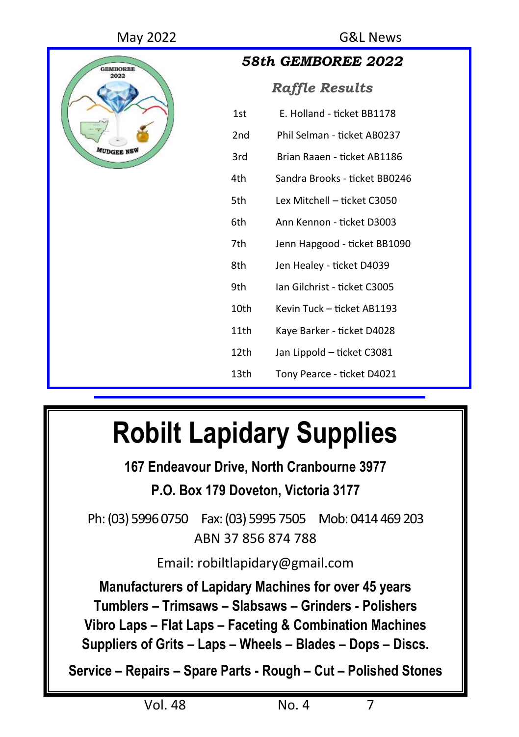## *58th GEMBOREE 2022*

### *Raffle Results*

| | |
|---|---|
| 1st | E. Holland - ticket BB1178 |
| 2nd | Phil Selman - ticket AB0237 |
| 3rd | Brian Raaen - ticket AB1186 |
| 4th | Sandra Brooks - ticket BB0246 |
| 5th | Lex Mitchell – ticket C3050 |
| 6th | Ann Kennon - ticket D3003 |
| 7th | Jenn Hapgood - ticket BB1090 |
| 8th | Jen Healey - ticket D4039 |
| 9th | Ian Gilchrist - ticket C3005 |
| 10th | Kevin Tuck – ticket AB1193 |
| 11th | Kaye Barker - ticket D4028 |
| 12th | Jan Lippold – ticket C3081 |
| 13th | Tony Pearce - ticket D4021 |

# Robilt Lapidary Supplies

**167 Endeavour Drive, North Cranbourne 3977**

**P.O. Box 179 Doveton, Victoria 3177**

Ph: (03) 5996 0750 Fax: (03) 5995 7505 Mob: 0414 469 203
ABN 37 856 874 788

Email: robiltlapidary@gmail.com

**Manufacturers of Lapidary Machines for over 45 years**
**Tumblers – Trimsaws – Slabsaws – Grinders - Polishers**
**Vibro Laps – Flat Laps – Faceting & Combination Machines**
**Suppliers of Grits – Laps – Wheels – Blades – Dops – Discs.**

**Service – Repairs – Spare Parts - Rough – Cut – Polished Stones**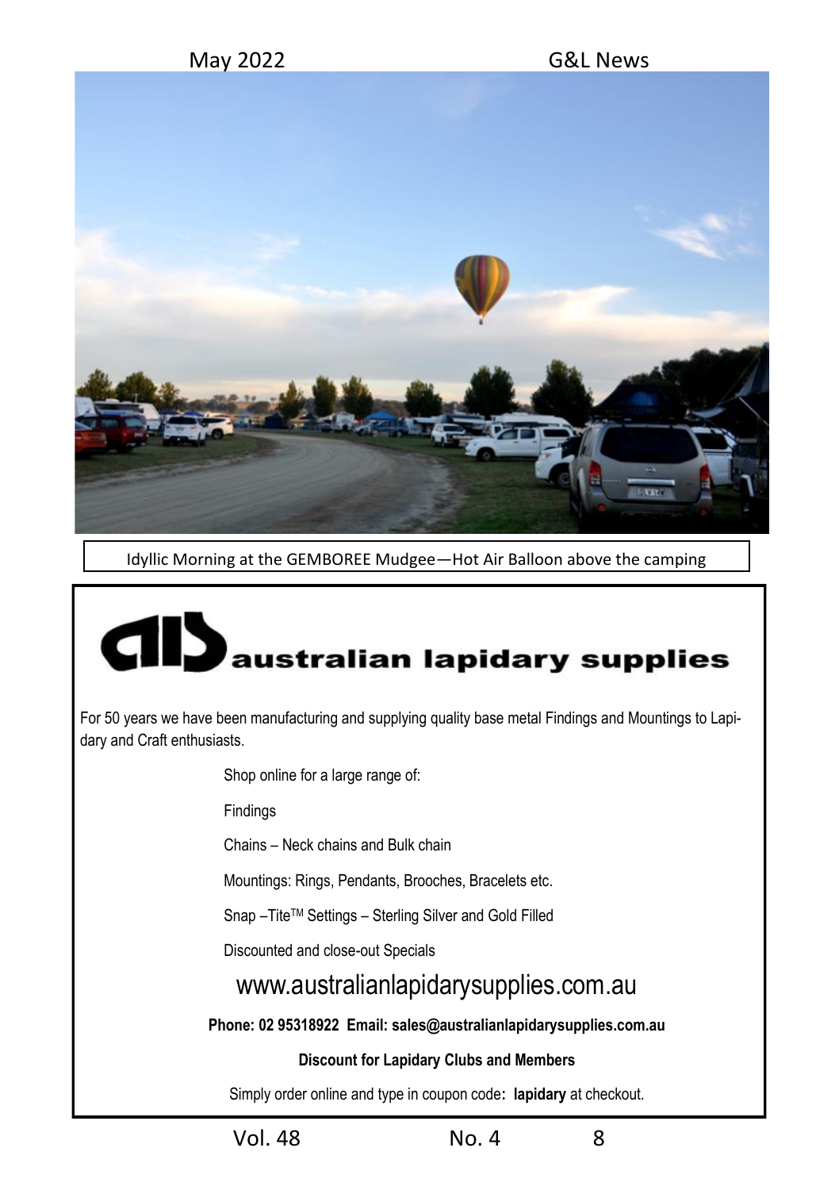Idyllic Morning at the GEMBOREE Mudgee—Hot Air Balloon above the camping

# australian lapidary supplies

For 50 years we have been manufacturing and supplying quality base metal Findings and Mountings to Lapidary and Craft enthusiasts.

Shop online for a large range of:

Findings

Chains – Neck chains and Bulk chain

Mountings: Rings, Pendants, Brooches, Bracelets etc.

Snap –Tite™ Settings – Sterling Silver and Gold Filled

Discounted and close-out Specials

## www.australianlapidarysupplies.com.au

**Phone: 02 95318922 Email: sales@australianlapidarysupplies.com.au**

**Discount for Lapidary Clubs and Members**

Simply order online and type in coupon code**: lapidary** at checkout.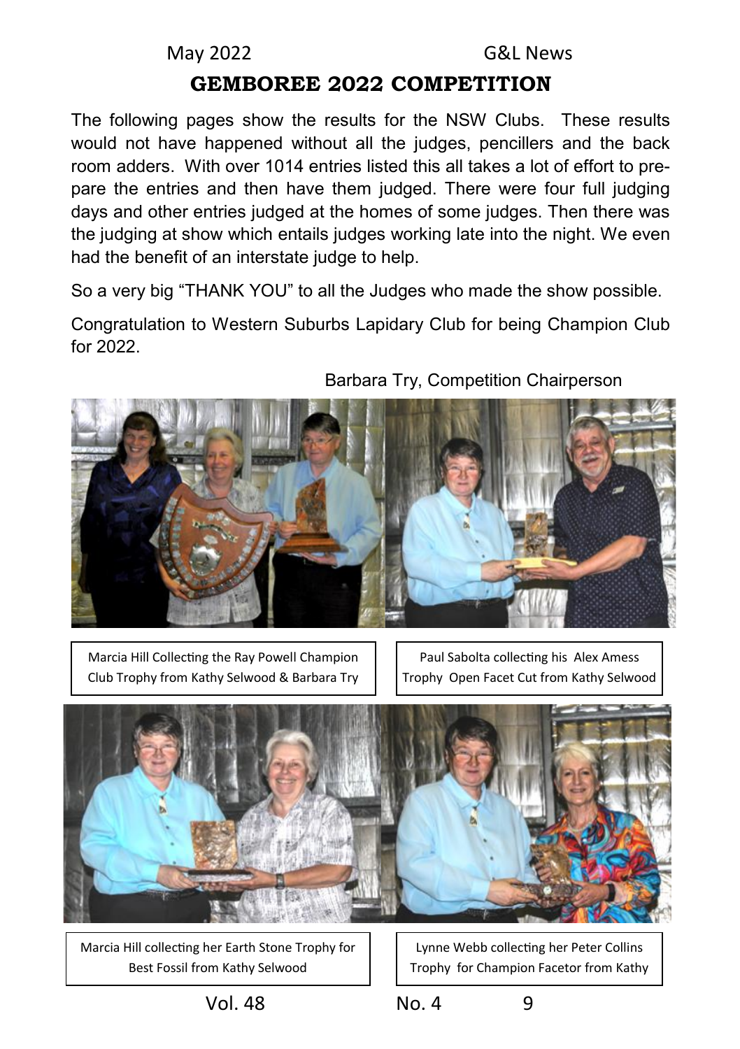# GEMBOREE 2022 COMPETITION

The following pages show the results for the NSW Clubs. These results would not have happened without all the judges, pencillers and the back room adders. With over 1014 entries listed this all takes a lot of effort to prepare the entries and then have them judged. There were four full judging days and other entries judged at the homes of some judges. Then there was the judging at show which entails judges working late into the night. We even had the benefit of an interstate judge to help.

So a very big "THANK YOU" to all the Judges who made the show possible.

Congratulation to Western Suburbs Lapidary Club for being Champion Club for 2022.

Barbara Try, Competition Chairperson

Marcia Hill Collecting the Ray Powell Champion Club Trophy from Kathy Selwood & Barbara Try

Paul Sabolta collecting his Alex Amess Trophy Open Facet Cut from Kathy Selwood

Marcia Hill collecting her Earth Stone Trophy for Best Fossil from Kathy Selwood

Lynne Webb collecting her Peter Collins Trophy for Champion Facetor from Kathy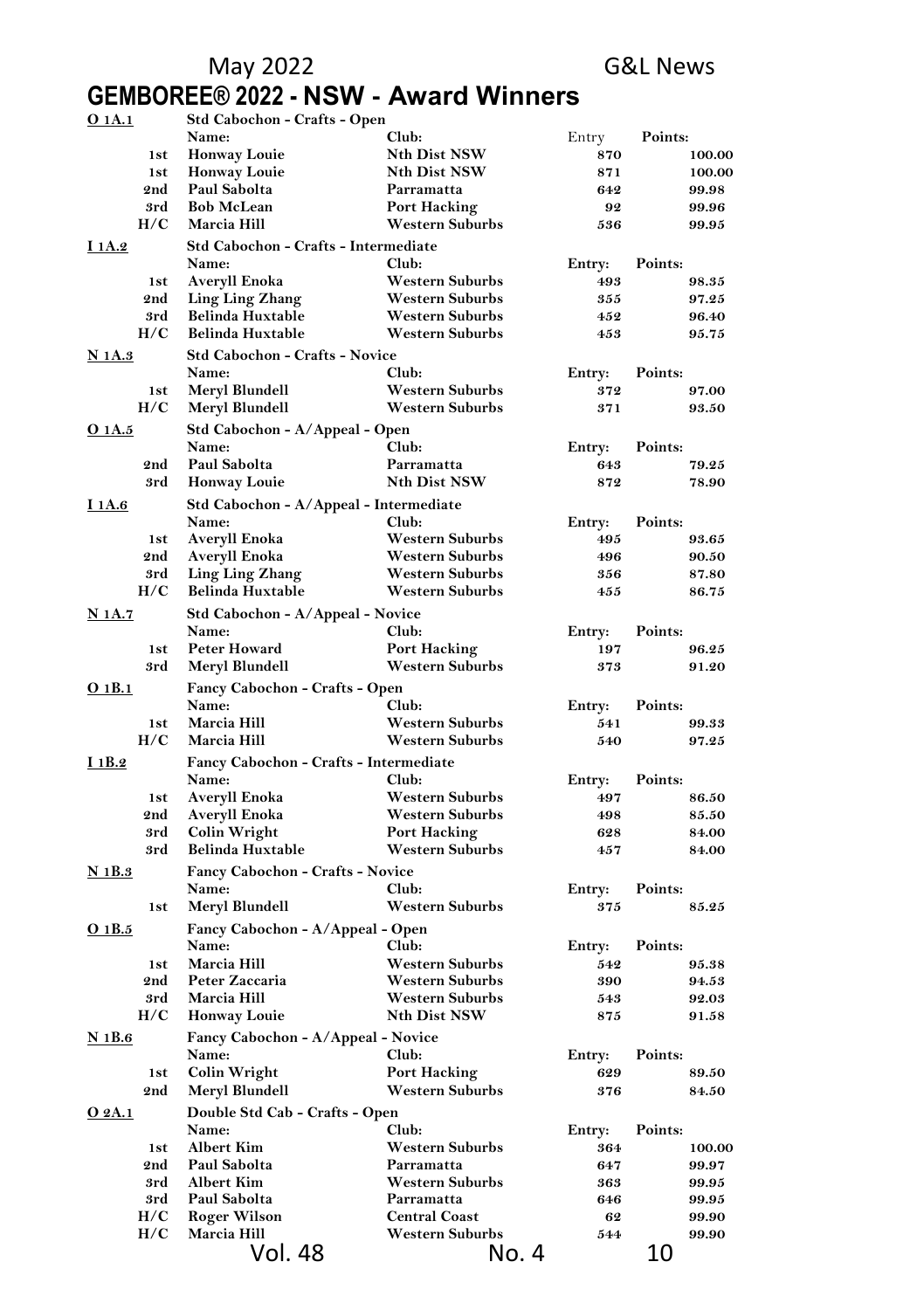# GEMBOREE® 2022 - NSW - Award Winners

**O 1A.1** — Std Cabochon - Crafts - Open

| | Name: | Club: | Entry | Points: |
|---|---|---|---|---|
| 1st | Honway Louie | Nth Dist NSW | 870 | 100.00 |
| 1st | Honway Louie | Nth Dist NSW | 871 | 100.00 |
| 2nd | Paul Sabolta | Parramatta | 642 | 99.98 |
| 3rd | Bob McLean | Port Hacking | 92 | 99.96 |
| H/C | Marcia Hill | Western Suburbs | 536 | 99.95 |

**I 1A.2** — Std Cabochon - Crafts - Intermediate

| | Name: | Club: | Entry: | Points: |
|---|---|---|---|---|
| 1st | Averyll Enoka | Western Suburbs | 493 | 98.35 |
| 2nd | Ling Ling Zhang | Western Suburbs | 355 | 97.25 |
| 3rd | Belinda Huxtable | Western Suburbs | 452 | 96.40 |
| H/C | Belinda Huxtable | Western Suburbs | 453 | 95.75 |

**N 1A.3** — Std Cabochon - Crafts - Novice

| | Name: | Club: | Entry: | Points: |
|---|---|---|---|---|
| 1st | Meryl Blundell | Western Suburbs | 372 | 97.00 |
| H/C | Meryl Blundell | Western Suburbs | 371 | 93.50 |

**O 1A.5** — Std Cabochon - A/Appeal - Open

| | Name: | Club: | Entry: | Points: |
|---|---|---|---|---|
| 2nd | Paul Sabolta | Parramatta | 643 | 79.25 |
| 3rd | Honway Louie | Nth Dist NSW | 872 | 78.90 |

**I 1A.6** — Std Cabochon - A/Appeal - Intermediate

| | Name: | Club: | Entry: | Points: |
|---|---|---|---|---|
| 1st | Averyll Enoka | Western Suburbs | 495 | 93.65 |
| 2nd | Averyll Enoka | Western Suburbs | 496 | 90.50 |
| 3rd | Ling Ling Zhang | Western Suburbs | 356 | 87.80 |
| H/C | Belinda Huxtable | Western Suburbs | 455 | 86.75 |

**N 1A.7** — Std Cabochon - A/Appeal - Novice

| | Name: | Club: | Entry: | Points: |
|---|---|---|---|---|
| 1st | Peter Howard | Port Hacking | 197 | 96.25 |
| 3rd | Meryl Blundell | Western Suburbs | 373 | 91.20 |

**O 1B.1** — Fancy Cabochon - Crafts - Open

| | Name: | Club: | Entry: | Points: |
|---|---|---|---|---|
| 1st | Marcia Hill | Western Suburbs | 541 | 99.33 |
| H/C | Marcia Hill | Western Suburbs | 540 | 97.25 |

**I 1B.2** — Fancy Cabochon - Crafts - Intermediate

| | Name: | Club: | Entry: | Points: |
|---|---|---|---|---|
| 1st | Averyll Enoka | Western Suburbs | 497 | 86.50 |
| 2nd | Averyll Enoka | Western Suburbs | 498 | 85.50 |
| 3rd | Colin Wright | Port Hacking | 628 | 84.00 |
| 3rd | Belinda Huxtable | Western Suburbs | 457 | 84.00 |

**N 1B.3** — Fancy Cabochon - Crafts - Novice

| | Name: | Club: | Entry: | Points: |
|---|---|---|---|---|
| 1st | Meryl Blundell | Western Suburbs | 375 | 85.25 |

**O 1B.5** — Fancy Cabochon - A/Appeal - Open

| | Name: | Club: | Entry: | Points: |
|---|---|---|---|---|
| 1st | Marcia Hill | Western Suburbs | 542 | 95.38 |
| 2nd | Peter Zaccaria | Western Suburbs | 390 | 94.53 |
| 3rd | Marcia Hill | Western Suburbs | 543 | 92.03 |
| H/C | Honway Louie | Nth Dist NSW | 875 | 91.58 |

**N 1B.6** — Fancy Cabochon - A/Appeal - Novice

| | Name: | Club: | Entry: | Points: |
|---|---|---|---|---|
| 1st | Colin Wright | Port Hacking | 629 | 89.50 |
| 2nd | Meryl Blundell | Western Suburbs | 376 | 84.50 |

**O 2A.1** — Double Std Cab - Crafts - Open

| | Name: | Club: | Entry: | Points: |
|---|---|---|---|---|
| 1st | Albert Kim | Western Suburbs | 364 | 100.00 |
| 2nd | Paul Sabolta | Parramatta | 647 | 99.97 |
| 3rd | Albert Kim | Western Suburbs | 363 | 99.95 |
| 3rd | Paul Sabolta | Parramatta | 646 | 99.95 |
| H/C | Roger Wilson | Central Coast | 62 | 99.90 |
| H/C | Marcia Hill | Western Suburbs | 544 | 99.90 |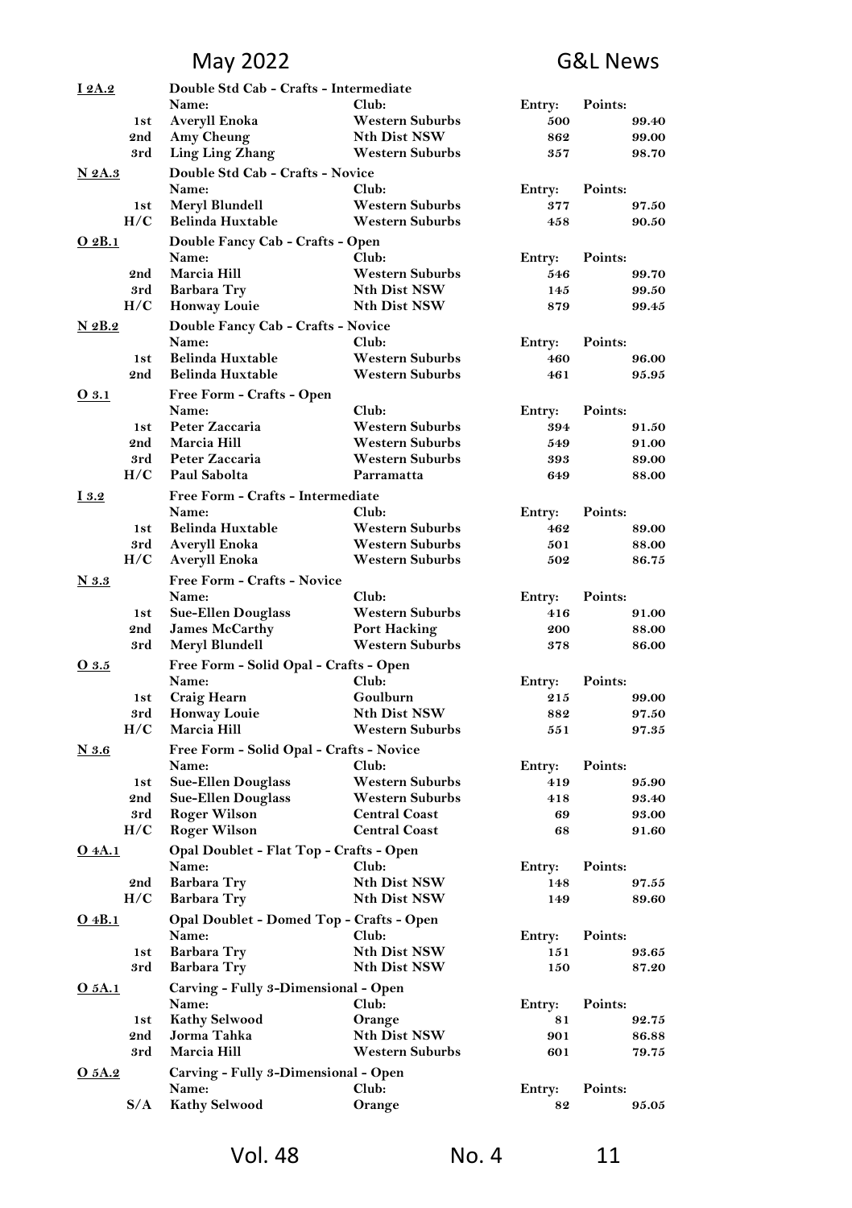**I 2A.2** — Double Std Cab - Crafts - Intermediate

| | Name: | Club: | Entry: | Points: |
|---|---|---|---|---|
| 1st | Averyll Enoka | Western Suburbs | 500 | 99.40 |
| 2nd | Amy Cheung | Nth Dist NSW | 862 | 99.00 |
| 3rd | Ling Ling Zhang | Western Suburbs | 357 | 98.70 |

**N 2A.3** — Double Std Cab - Crafts - Novice

| | Name: | Club: | Entry: | Points: |
|---|---|---|---|---|
| 1st | Meryl Blundell | Western Suburbs | 377 | 97.50 |
| H/C | Belinda Huxtable | Western Suburbs | 458 | 90.50 |

**O 2B.1** — Double Fancy Cab - Crafts - Open

| | Name: | Club: | Entry: | Points: |
|---|---|---|---|---|
| 2nd | Marcia Hill | Western Suburbs | 546 | 99.70 |
| 3rd | Barbara Try | Nth Dist NSW | 145 | 99.50 |
| H/C | Honway Louie | Nth Dist NSW | 879 | 99.45 |

**N 2B.2** — Double Fancy Cab - Crafts - Novice

| | Name: | Club: | Entry: | Points: |
|---|---|---|---|---|
| 1st | Belinda Huxtable | Western Suburbs | 460 | 96.00 |
| 2nd | Belinda Huxtable | Western Suburbs | 461 | 95.95 |

**O 3.1** — Free Form - Crafts - Open

| | Name: | Club: | Entry: | Points: |
|---|---|---|---|---|
| 1st | Peter Zaccaria | Western Suburbs | 394 | 91.50 |
| 2nd | Marcia Hill | Western Suburbs | 549 | 91.00 |
| 3rd | Peter Zaccaria | Western Suburbs | 393 | 89.00 |
| H/C | Paul Sabolta | Parramatta | 649 | 88.00 |

**I 3.2** — Free Form - Crafts - Intermediate

| | Name: | Club: | Entry: | Points: |
|---|---|---|---|---|
| 1st | Belinda Huxtable | Western Suburbs | 462 | 89.00 |
| 3rd | Averyll Enoka | Western Suburbs | 501 | 88.00 |
| H/C | Averyll Enoka | Western Suburbs | 502 | 86.75 |

**N 3.3** — Free Form - Crafts - Novice

| | Name: | Club: | Entry: | Points: |
|---|---|---|---|---|
| 1st | Sue-Ellen Douglass | Western Suburbs | 416 | 91.00 |
| 2nd | James McCarthy | Port Hacking | 200 | 88.00 |
| 3rd | Meryl Blundell | Western Suburbs | 378 | 86.00 |

**O 3.5** — Free Form - Solid Opal - Crafts - Open

| | Name: | Club: | Entry: | Points: |
|---|---|---|---|---|
| 1st | Craig Hearn | Goulburn | 215 | 99.00 |
| 3rd | Honway Louie | Nth Dist NSW | 882 | 97.50 |
| H/C | Marcia Hill | Western Suburbs | 551 | 97.35 |

**N 3.6** — Free Form - Solid Opal - Crafts - Novice

| | Name: | Club: | Entry: | Points: |
|---|---|---|---|---|
| 1st | Sue-Ellen Douglass | Western Suburbs | 419 | 95.90 |
| 2nd | Sue-Ellen Douglass | Western Suburbs | 418 | 93.40 |
| 3rd | Roger Wilson | Central Coast | 69 | 93.00 |
| H/C | Roger Wilson | Central Coast | 68 | 91.60 |

**O 4A.1** — Opal Doublet - Flat Top - Crafts - Open

| | Name: | Club: | Entry: | Points: |
|---|---|---|---|---|
| 2nd | Barbara Try | Nth Dist NSW | 148 | 97.55 |
| H/C | Barbara Try | Nth Dist NSW | 149 | 89.60 |

**O 4B.1** — Opal Doublet - Domed Top - Crafts - Open

| | Name: | Club: | Entry: | Points: |
|---|---|---|---|---|
| 1st | Barbara Try | Nth Dist NSW | 151 | 93.65 |
| 3rd | Barbara Try | Nth Dist NSW | 150 | 87.20 |

**O 5A.1** — Carving - Fully 3-Dimensional - Open

| | Name: | Club: | Entry: | Points: |
|---|---|---|---|---|
| 1st | Kathy Selwood | Orange | 81 | 92.75 |
| 2nd | Jorma Tahka | Nth Dist NSW | 901 | 86.88 |
| 3rd | Marcia Hill | Western Suburbs | 601 | 79.75 |

**O 5A.2** — Carving - Fully 3-Dimensional - Open

| | Name: | Club: | Entry: | Points: |
|---|---|---|---|---|
| S/A | Kathy Selwood | Orange | 82 | 95.05 |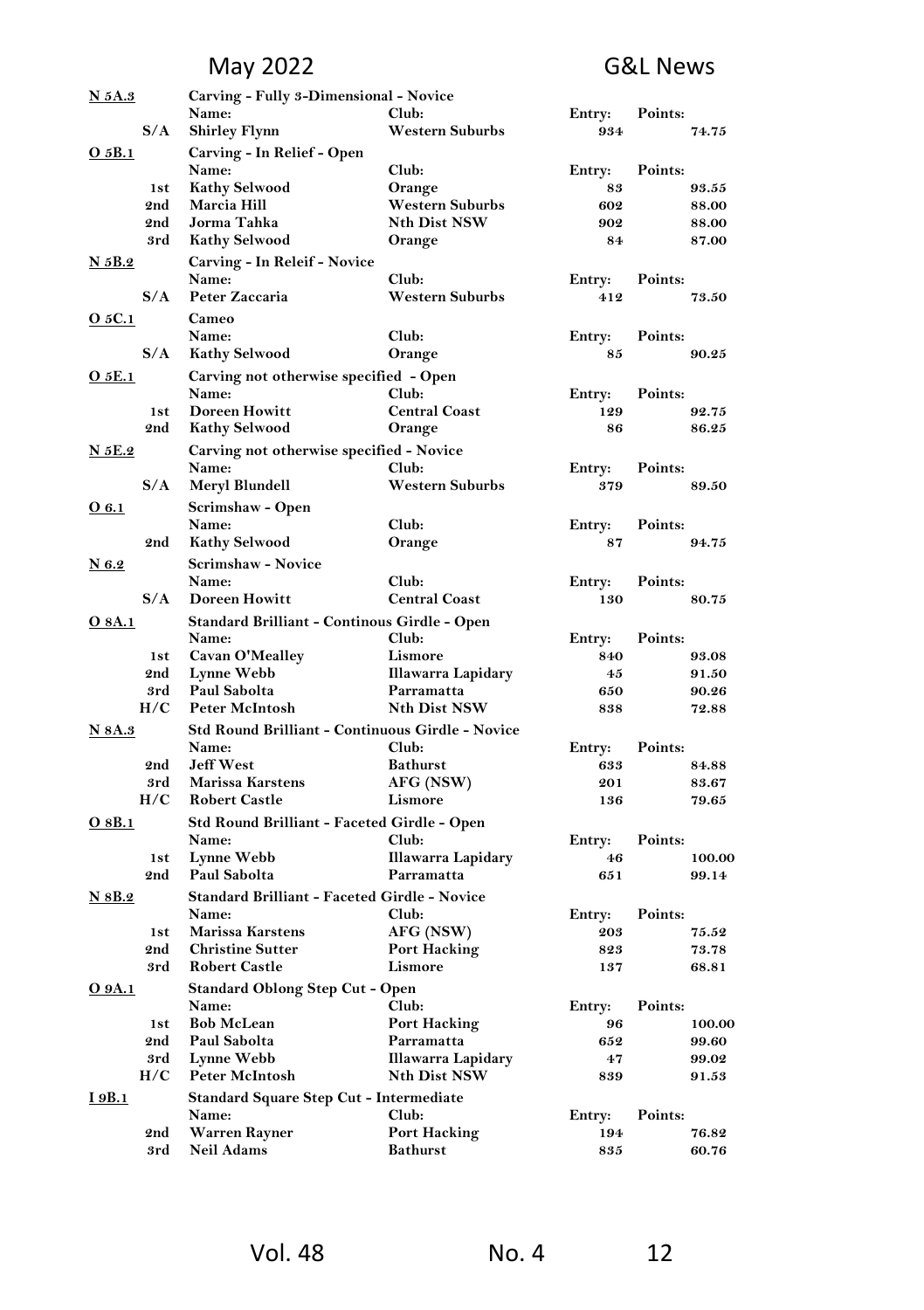**N 5A.3** Carving - Fully 3-Dimensional - Novice

| | Name: | Club: | Entry: | Points: |
|---|---|---|---|---|
| S/A | Shirley Flynn | Western Suburbs | 934 | 74.75 |

**O 5B.1** Carving - In Relief - Open

| | Name: | Club: | Entry: | Points: |
|---|---|---|---|---|
| 1st | Kathy Selwood | Orange | 83 | 93.55 |
| 2nd | Marcia Hill | Western Suburbs | 602 | 88.00 |
| 2nd | Jorma Tahka | Nth Dist NSW | 902 | 88.00 |
| 3rd | Kathy Selwood | Orange | 84 | 87.00 |

**N 5B.2** Carving - In Releif - Novice

| | Name: | Club: | Entry: | Points: |
|---|---|---|---|---|
| S/A | Peter Zaccaria | Western Suburbs | 412 | 73.50 |

**O 5C.1** Cameo

| | Name: | Club: | Entry: | Points: |
|---|---|---|---|---|
| S/A | Kathy Selwood | Orange | 85 | 90.25 |

**O 5E.1** Carving not otherwise specified - Open

| | Name: | Club: | Entry: | Points: |
|---|---|---|---|---|
| 1st | Doreen Howitt | Central Coast | 129 | 92.75 |
| 2nd | Kathy Selwood | Orange | 86 | 86.25 |

**N 5E.2** Carving not otherwise specified - Novice

| | Name: | Club: | Entry: | Points: |
|---|---|---|---|---|
| S/A | Meryl Blundell | Western Suburbs | 379 | 89.50 |

**O 6.1** Scrimshaw - Open

| | Name: | Club: | Entry: | Points: |
|---|---|---|---|---|
| 2nd | Kathy Selwood | Orange | 87 | 94.75 |

**N 6.2** Scrimshaw - Novice

| | Name: | Club: | Entry: | Points: |
|---|---|---|---|---|
| S/A | Doreen Howitt | Central Coast | 130 | 80.75 |

**O 8A.1** Standard Brilliant - Continous Girdle - Open

| | Name: | Club: | Entry: | Points: |
|---|---|---|---|---|
| 1st | Cavan O'Mealley | Lismore | 840 | 93.08 |
| 2nd | Lynne Webb | Illawarra Lapidary | 45 | 91.50 |
| 3rd | Paul Sabolta | Parramatta | 650 | 90.26 |
| H/C | Peter McIntosh | Nth Dist NSW | 838 | 72.88 |

**N 8A.3** Std Round Brilliant - Continuous Girdle - Novice

| | Name: | Club: | Entry: | Points: |
|---|---|---|---|---|
| 2nd | Jeff West | Bathurst | 633 | 84.88 |
| 3rd | Marissa Karstens | AFG (NSW) | 201 | 83.67 |
| H/C | Robert Castle | Lismore | 136 | 79.65 |

**O 8B.1** Std Round Brilliant - Faceted Girdle - Open

| | Name: | Club: | Entry: | Points: |
|---|---|---|---|---|
| 1st | Lynne Webb | Illawarra Lapidary | 46 | 100.00 |
| 2nd | Paul Sabolta | Parramatta | 651 | 99.14 |

**N 8B.2** Standard Brilliant - Faceted Girdle - Novice

| | Name: | Club: | Entry: | Points: |
|---|---|---|---|---|
| 1st | Marissa Karstens | AFG (NSW) | 203 | 75.52 |
| 2nd | Christine Sutter | Port Hacking | 823 | 73.78 |
| 3rd | Robert Castle | Lismore | 137 | 68.81 |

**O 9A.1** Standard Oblong Step Cut - Open

| | Name: | Club: | Entry: | Points: |
|---|---|---|---|---|
| 1st | Bob McLean | Port Hacking | 96 | 100.00 |
| 2nd | Paul Sabolta | Parramatta | 652 | 99.60 |
| 3rd | Lynne Webb | Illawarra Lapidary | 47 | 99.02 |
| H/C | Peter McIntosh | Nth Dist NSW | 839 | 91.53 |

**I 9B.1** Standard Square Step Cut - Intermediate

| | Name: | Club: | Entry: | Points: |
|---|---|---|---|---|
| 2nd | Warren Rayner | Port Hacking | 194 | 76.82 |
| 3rd | Neil Adams | Bathurst | 835 | 60.76 |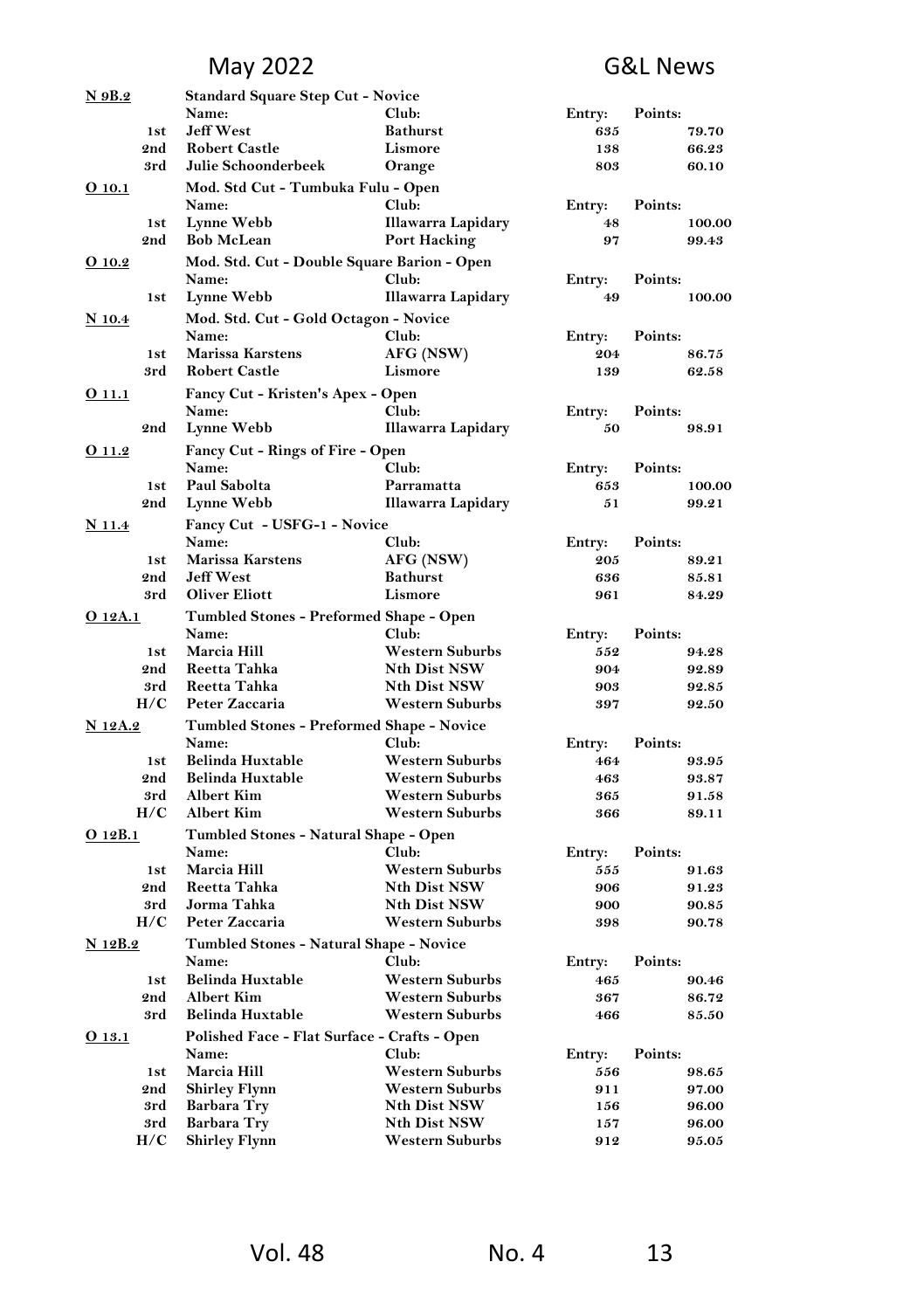**N 9B.2** — **Standard Square Step Cut - Novice**

| | Name: | Club: | Entry: | Points: |
|---|---|---|---|---|
| 1st | Jeff West | Bathurst | 635 | 79.70 |
| 2nd | Robert Castle | Lismore | 138 | 66.23 |
| 3rd | Julie Schoonderbeek | Orange | 803 | 60.10 |

**O 10.1** — **Mod. Std Cut - Tumbuka Fulu - Open**

| | Name: | Club: | Entry: | Points: |
|---|---|---|---|---|
| 1st | Lynne Webb | Illawarra Lapidary | 48 | 100.00 |
| 2nd | Bob McLean | Port Hacking | 97 | 99.43 |

**O 10.2** — **Mod. Std. Cut - Double Square Barion - Open**

| | Name: | Club: | Entry: | Points: |
|---|---|---|---|---|
| 1st | Lynne Webb | Illawarra Lapidary | 49 | 100.00 |

**N 10.4** — **Mod. Std. Cut - Gold Octagon - Novice**

| | Name: | Club: | Entry: | Points: |
|---|---|---|---|---|
| 1st | Marissa Karstens | AFG (NSW) | 204 | 86.75 |
| 3rd | Robert Castle | Lismore | 139 | 62.58 |

**O 11.1** — **Fancy Cut - Kristen's Apex - Open**

| | Name: | Club: | Entry: | Points: |
|---|---|---|---|---|
| 2nd | Lynne Webb | Illawarra Lapidary | 50 | 98.91 |

**O 11.2** — **Fancy Cut - Rings of Fire - Open**

| | Name: | Club: | Entry: | Points: |
|---|---|---|---|---|
| 1st | Paul Sabolta | Parramatta | 653 | 100.00 |
| 2nd | Lynne Webb | Illawarra Lapidary | 51 | 99.21 |

**N 11.4** — **Fancy Cut - USFG-1 - Novice**

| | Name: | Club: | Entry: | Points: |
|---|---|---|---|---|
| 1st | Marissa Karstens | AFG (NSW) | 205 | 89.21 |
| 2nd | Jeff West | Bathurst | 636 | 85.81 |
| 3rd | Oliver Eliott | Lismore | 961 | 84.29 |

**O 12A.1** — **Tumbled Stones - Preformed Shape - Open**

| | Name: | Club: | Entry: | Points: |
|---|---|---|---|---|
| 1st | Marcia Hill | Western Suburbs | 552 | 94.28 |
| 2nd | Reetta Tahka | Nth Dist NSW | 904 | 92.89 |
| 3rd | Reetta Tahka | Nth Dist NSW | 903 | 92.85 |
| H/C | Peter Zaccaria | Western Suburbs | 397 | 92.50 |

**N 12A.2** — **Tumbled Stones - Preformed Shape - Novice**

| | Name: | Club: | Entry: | Points: |
|---|---|---|---|---|
| 1st | Belinda Huxtable | Western Suburbs | 464 | 93.95 |
| 2nd | Belinda Huxtable | Western Suburbs | 463 | 93.87 |
| 3rd | Albert Kim | Western Suburbs | 365 | 91.58 |
| H/C | Albert Kim | Western Suburbs | 366 | 89.11 |

**O 12B.1** — **Tumbled Stones - Natural Shape - Open**

| | Name: | Club: | Entry: | Points: |
|---|---|---|---|---|
| 1st | Marcia Hill | Western Suburbs | 555 | 91.63 |
| 2nd | Reetta Tahka | Nth Dist NSW | 906 | 91.23 |
| 3rd | Jorma Tahka | Nth Dist NSW | 900 | 90.85 |
| H/C | Peter Zaccaria | Western Suburbs | 398 | 90.78 |

**N 12B.2** — **Tumbled Stones - Natural Shape - Novice**

| | Name: | Club: | Entry: | Points: |
|---|---|---|---|---|
| 1st | Belinda Huxtable | Western Suburbs | 465 | 90.46 |
| 2nd | Albert Kim | Western Suburbs | 367 | 86.72 |
| 3rd | Belinda Huxtable | Western Suburbs | 466 | 85.50 |

**O 13.1** — **Polished Face - Flat Surface - Crafts - Open**

| | Name: | Club: | Entry: | Points: |
|---|---|---|---|---|
| 1st | Marcia Hill | Western Suburbs | 556 | 98.65 |
| 2nd | Shirley Flynn | Western Suburbs | 911 | 97.00 |
| 3rd | Barbara Try | Nth Dist NSW | 156 | 96.00 |
| 3rd | Barbara Try | Nth Dist NSW | 157 | 96.00 |
| H/C | Shirley Flynn | Western Suburbs | 912 | 95.05 |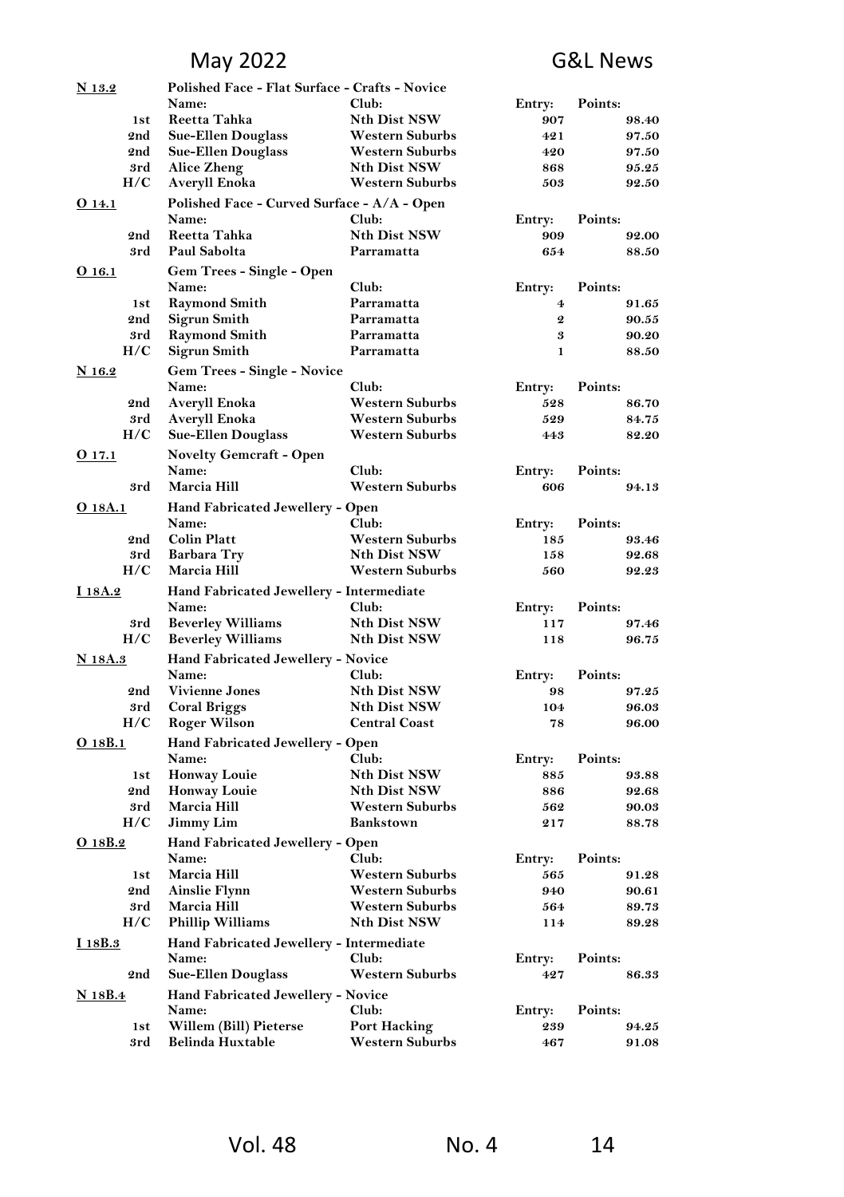**N 13.2** Polished Face - Flat Surface - Crafts - Novice

| | Name: | Club: | Entry: | Points: |
|---|---|---|---|---|
| 1st | Reetta Tahka | Nth Dist NSW | 907 | 98.40 |
| 2nd | Sue-Ellen Douglass | Western Suburbs | 421 | 97.50 |
| 2nd | Sue-Ellen Douglass | Western Suburbs | 420 | 97.50 |
| 3rd | Alice Zheng | Nth Dist NSW | 868 | 95.25 |
| H/C | Averyll Enoka | Western Suburbs | 503 | 92.50 |

**O 14.1** Polished Face - Curved Surface - A/A - Open

| | Name: | Club: | Entry: | Points: |
|---|---|---|---|---|
| 2nd | Reetta Tahka | Nth Dist NSW | 909 | 92.00 |
| 3rd | Paul Sabolta | Parramatta | 654 | 88.50 |

**O 16.1** Gem Trees - Single - Open

| | Name: | Club: | Entry: | Points: |
|---|---|---|---|---|
| 1st | Raymond Smith | Parramatta | 4 | 91.65 |
| 2nd | Sigrun Smith | Parramatta | 2 | 90.55 |
| 3rd | Raymond Smith | Parramatta | 3 | 90.20 |
| H/C | Sigrun Smith | Parramatta | 1 | 88.50 |

**N 16.2** Gem Trees - Single - Novice

| | Name: | Club: | Entry: | Points: |
|---|---|---|---|---|
| 2nd | Averyll Enoka | Western Suburbs | 528 | 86.70 |
| 3rd | Averyll Enoka | Western Suburbs | 529 | 84.75 |
| H/C | Sue-Ellen Douglass | Western Suburbs | 443 | 82.20 |

**O 17.1** Novelty Gemcraft - Open

| | Name: | Club: | Entry: | Points: |
|---|---|---|---|---|
| 3rd | Marcia Hill | Western Suburbs | 606 | 94.13 |

**O 18A.1** Hand Fabricated Jewellery - Open

| | Name: | Club: | Entry: | Points: |
|---|---|---|---|---|
| 2nd | Colin Platt | Western Suburbs | 185 | 93.46 |
| 3rd | Barbara Try | Nth Dist NSW | 158 | 92.68 |
| H/C | Marcia Hill | Western Suburbs | 560 | 92.23 |

**I 18A.2** Hand Fabricated Jewellery - Intermediate

| | Name: | Club: | Entry: | Points: |
|---|---|---|---|---|
| 3rd | Beverley Williams | Nth Dist NSW | 117 | 97.46 |
| H/C | Beverley Williams | Nth Dist NSW | 118 | 96.75 |

**N 18A.3** Hand Fabricated Jewellery - Novice

| | Name: | Club: | Entry: | Points: |
|---|---|---|---|---|
| 2nd | Vivienne Jones | Nth Dist NSW | 98 | 97.25 |
| 3rd | Coral Briggs | Nth Dist NSW | 104 | 96.03 |
| H/C | Roger Wilson | Central Coast | 78 | 96.00 |

**O 18B.1** Hand Fabricated Jewellery - Open

| | Name: | Club: | Entry: | Points: |
|---|---|---|---|---|
| 1st | Honway Louie | Nth Dist NSW | 885 | 93.88 |
| 2nd | Honway Louie | Nth Dist NSW | 886 | 92.68 |
| 3rd | Marcia Hill | Western Suburbs | 562 | 90.03 |
| H/C | Jimmy Lim | Bankstown | 217 | 88.78 |

**O 18B.2** Hand Fabricated Jewellery - Open

| | Name: | Club: | Entry: | Points: |
|---|---|---|---|---|
| 1st | Marcia Hill | Western Suburbs | 565 | 91.28 |
| 2nd | Ainslie Flynn | Western Suburbs | 940 | 90.61 |
| 3rd | Marcia Hill | Western Suburbs | 564 | 89.73 |
| H/C | Phillip Williams | Nth Dist NSW | 114 | 89.28 |

**I 18B.3** Hand Fabricated Jewellery - Intermediate

| | Name: | Club: | Entry: | Points: |
|---|---|---|---|---|
| 2nd | Sue-Ellen Douglass | Western Suburbs | 427 | 86.33 |

**N 18B.4** Hand Fabricated Jewellery - Novice

| | Name: | Club: | Entry: | Points: |
|---|---|---|---|---|
| 1st | Willem (Bill) Pieterse | Port Hacking | 239 | 94.25 |
| 3rd | Belinda Huxtable | Western Suburbs | 467 | 91.08 |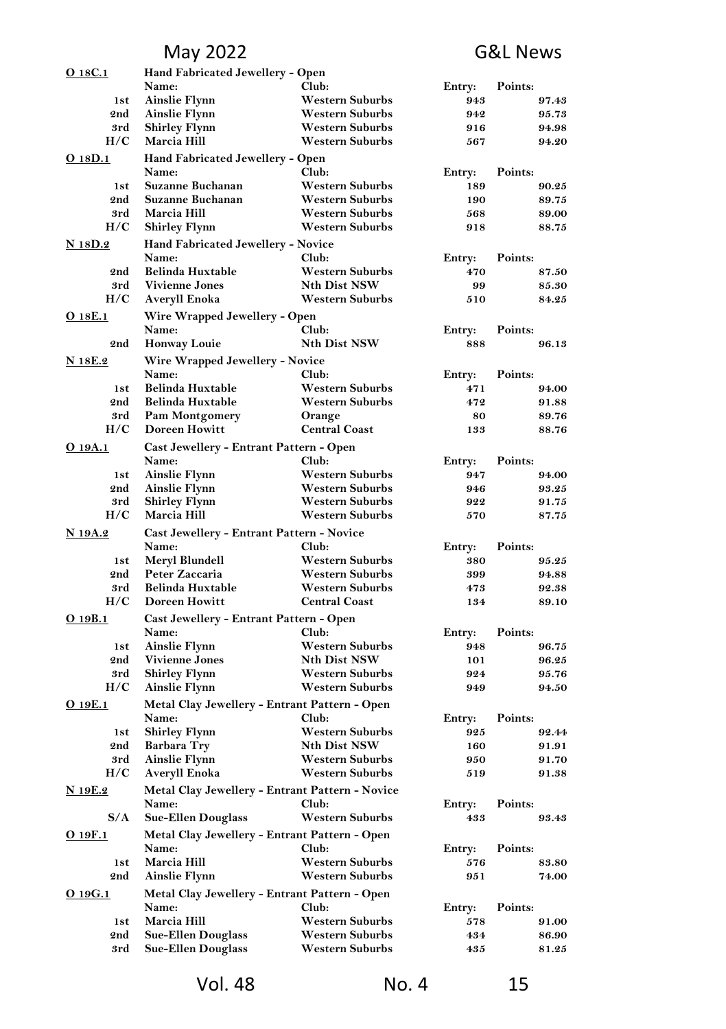**O 18C.1** Hand Fabricated Jewellery - Open

| | Name: | Club: | Entry: | Points: |
|---|---|---|---|---|
| 1st | Ainslie Flynn | Western Suburbs | 943 | 97.43 |
| 2nd | Ainslie Flynn | Western Suburbs | 942 | 95.73 |
| 3rd | Shirley Flynn | Western Suburbs | 916 | 94.98 |
| H/C | Marcia Hill | Western Suburbs | 567 | 94.20 |

**O 18D.1** Hand Fabricated Jewellery - Open

| | Name: | Club: | Entry: | Points: |
|---|---|---|---|---|
| 1st | Suzanne Buchanan | Western Suburbs | 189 | 90.25 |
| 2nd | Suzanne Buchanan | Western Suburbs | 190 | 89.75 |
| 3rd | Marcia Hill | Western Suburbs | 568 | 89.00 |
| H/C | Shirley Flynn | Western Suburbs | 918 | 88.75 |

**N 18D.2** Hand Fabricated Jewellery - Novice

| | Name: | Club: | Entry: | Points: |
|---|---|---|---|---|
| 2nd | Belinda Huxtable | Western Suburbs | 470 | 87.50 |
| 3rd | Vivienne Jones | Nth Dist NSW | 99 | 85.30 |
| H/C | Averyll Enoka | Western Suburbs | 510 | 84.25 |

**O 18E.1** Wire Wrapped Jewellery - Open

| | Name: | Club: | Entry: | Points: |
|---|---|---|---|---|
| 2nd | Honway Louie | Nth Dist NSW | 888 | 96.13 |

**N 18E.2** Wire Wrapped Jewellery - Novice

| | Name: | Club: | Entry: | Points: |
|---|---|---|---|---|
| 1st | Belinda Huxtable | Western Suburbs | 471 | 94.00 |
| 2nd | Belinda Huxtable | Western Suburbs | 472 | 91.88 |
| 3rd | Pam Montgomery | Orange | 80 | 89.76 |
| H/C | Doreen Howitt | Central Coast | 133 | 88.76 |

**O 19A.1** Cast Jewellery - Entrant Pattern - Open

| | Name: | Club: | Entry: | Points: |
|---|---|---|---|---|
| 1st | Ainslie Flynn | Western Suburbs | 947 | 94.00 |
| 2nd | Ainslie Flynn | Western Suburbs | 946 | 93.25 |
| 3rd | Shirley Flynn | Western Suburbs | 922 | 91.75 |
| H/C | Marcia Hill | Western Suburbs | 570 | 87.75 |

**N 19A.2** Cast Jewellery - Entrant Pattern - Novice

| | Name: | Club: | Entry: | Points: |
|---|---|---|---|---|
| 1st | Meryl Blundell | Western Suburbs | 380 | 95.25 |
| 2nd | Peter Zaccaria | Western Suburbs | 399 | 94.88 |
| 3rd | Belinda Huxtable | Western Suburbs | 473 | 92.38 |
| H/C | Doreen Howitt | Central Coast | 134 | 89.10 |

**O 19B.1** Cast Jewellery - Entrant Pattern - Open

| | Name: | Club: | Entry: | Points: |
|---|---|---|---|---|
| 1st | Ainslie Flynn | Western Suburbs | 948 | 96.75 |
| 2nd | Vivienne Jones | Nth Dist NSW | 101 | 96.25 |
| 3rd | Shirley Flynn | Western Suburbs | 924 | 95.76 |
| H/C | Ainslie Flynn | Western Suburbs | 949 | 94.50 |

**O 19E.1** Metal Clay Jewellery - Entrant Pattern - Open

| | Name: | Club: | Entry: | Points: |
|---|---|---|---|---|
| 1st | Shirley Flynn | Western Suburbs | 925 | 92.44 |
| 2nd | Barbara Try | Nth Dist NSW | 160 | 91.91 |
| 3rd | Ainslie Flynn | Western Suburbs | 950 | 91.70 |
| H/C | Averyll Enoka | Western Suburbs | 519 | 91.38 |

**N 19E.2** Metal Clay Jewellery - Entrant Pattern - Novice

| | Name: | Club: | Entry: | Points: |
|---|---|---|---|---|
| S/A | Sue-Ellen Douglass | Western Suburbs | 433 | 93.43 |

**O 19F.1** Metal Clay Jewellery - Entrant Pattern - Open

| | Name: | Club: | Entry: | Points: |
|---|---|---|---|---|
| 1st | Marcia Hill | Western Suburbs | 576 | 83.80 |
| 2nd | Ainslie Flynn | Western Suburbs | 951 | 74.00 |

**O 19G.1** Metal Clay Jewellery - Entrant Pattern - Open

| | Name: | Club: | Entry: | Points: |
|---|---|---|---|---|
| 1st | Marcia Hill | Western Suburbs | 578 | 91.00 |
| 2nd | Sue-Ellen Douglass | Western Suburbs | 434 | 86.90 |
| 3rd | Sue-Ellen Douglass | Western Suburbs | 435 | 81.25 |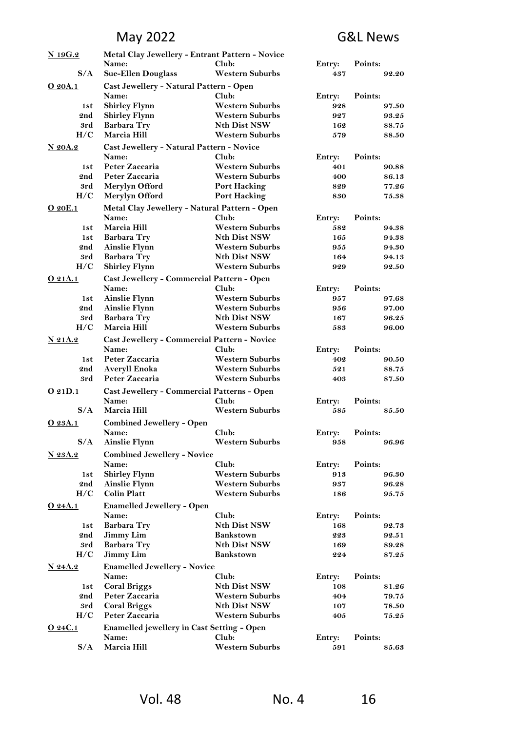**N 19G.2** **Metal Clay Jewellery - Entrant Pattern - Novice**

| | Name: | Club: | Entry: | Points: |
|---|---|---|---|---|
| S/A | Sue-Ellen Douglass | Western Suburbs | 437 | 92.20 |

**O 20A.1** **Cast Jewellery - Natural Pattern - Open**

| | Name: | Club: | Entry: | Points: |
|---|---|---|---|---|
| 1st | Shirley Flynn | Western Suburbs | 928 | 97.50 |
| 2nd | Shirley Flynn | Western Suburbs | 927 | 93.25 |
| 3rd | Barbara Try | Nth Dist NSW | 162 | 88.75 |
| H/C | Marcia Hill | Western Suburbs | 579 | 88.50 |

**N 20A.2** **Cast Jewellery - Natural Pattern - Novice**

| | Name: | Club: | Entry: | Points: |
|---|---|---|---|---|
| 1st | Peter Zaccaria | Western Suburbs | 401 | 90.88 |
| 2nd | Peter Zaccaria | Western Suburbs | 400 | 86.13 |
| 3rd | Merylyn Offord | Port Hacking | 829 | 77.26 |
| H/C | Merylyn Offord | Port Hacking | 830 | 75.38 |

**O 20E.1** **Metal Clay Jewellery - Natural Pattern - Open**

| | Name: | Club: | Entry: | Points: |
|---|---|---|---|---|
| 1st | Marcia Hill | Western Suburbs | 582 | 94.38 |
| 1st | Barbara Try | Nth Dist NSW | 165 | 94.38 |
| 2nd | Ainslie Flynn | Western Suburbs | 955 | 94.30 |
| 3rd | Barbara Try | Nth Dist NSW | 164 | 94.13 |
| H/C | Shirley Flynn | Western Suburbs | 929 | 92.50 |

**O 21A.1** **Cast Jewellery - Commercial Pattern - Open**

| | Name: | Club: | Entry: | Points: |
|---|---|---|---|---|
| 1st | Ainslie Flynn | Western Suburbs | 957 | 97.68 |
| 2nd | Ainslie Flynn | Western Suburbs | 956 | 97.00 |
| 3rd | Barbara Try | Nth Dist NSW | 167 | 96.25 |
| H/C | Marcia Hill | Western Suburbs | 583 | 96.00 |

**N 21A.2** **Cast Jewellery - Commercial Pattern - Novice**

| | Name: | Club: | Entry: | Points: |
|---|---|---|---|---|
| 1st | Peter Zaccaria | Western Suburbs | 402 | 90.50 |
| 2nd | Averyll Enoka | Western Suburbs | 521 | 88.75 |
| 3rd | Peter Zaccaria | Western Suburbs | 403 | 87.50 |

**O 21D.1** **Cast Jewellery - Commercial Patterns - Open**

| | Name: | Club: | Entry: | Points: |
|---|---|---|---|---|
| S/A | Marcia Hill | Western Suburbs | 585 | 85.50 |

**O 23A.1** **Combined Jewellery - Open**

| | Name: | Club: | Entry: | Points: |
|---|---|---|---|---|
| S/A | Ainslie Flynn | Western Suburbs | 958 | 96.96 |

**N 23A.2** **Combined Jewellery - Novice**

| | Name: | Club: | Entry: | Points: |
|---|---|---|---|---|
| 1st | Shirley Flynn | Western Suburbs | 913 | 96.30 |
| 2nd | Ainslie Flynn | Western Suburbs | 937 | 96.28 |
| H/C | Colin Platt | Western Suburbs | 186 | 95.75 |

**O 24A.1** **Enamelled Jewellery - Open**

| | Name: | Club: | Entry: | Points: |
|---|---|---|---|---|
| 1st | Barbara Try | Nth Dist NSW | 168 | 92.73 |
| 2nd | Jimmy Lim | Bankstown | 223 | 92.51 |
| 3rd | Barbara Try | Nth Dist NSW | 169 | 89.28 |
| H/C | Jimmy Lim | Bankstown | 224 | 87.25 |

**N 24A.2** **Enamelled Jewellery - Novice**

| | Name: | Club: | Entry: | Points: |
|---|---|---|---|---|
| 1st | Coral Briggs | Nth Dist NSW | 108 | 81.26 |
| 2nd | Peter Zaccaria | Western Suburbs | 404 | 79.75 |
| 3rd | Coral Briggs | Nth Dist NSW | 107 | 78.50 |
| H/C | Peter Zaccaria | Western Suburbs | 405 | 75.25 |

**O 24C.1** **Enamelled jewellery in Cast Setting - Open**

| | Name: | Club: | Entry: | Points: |
|---|---|---|---|---|
| S/A | Marcia Hill | Western Suburbs | 591 | 85.63 |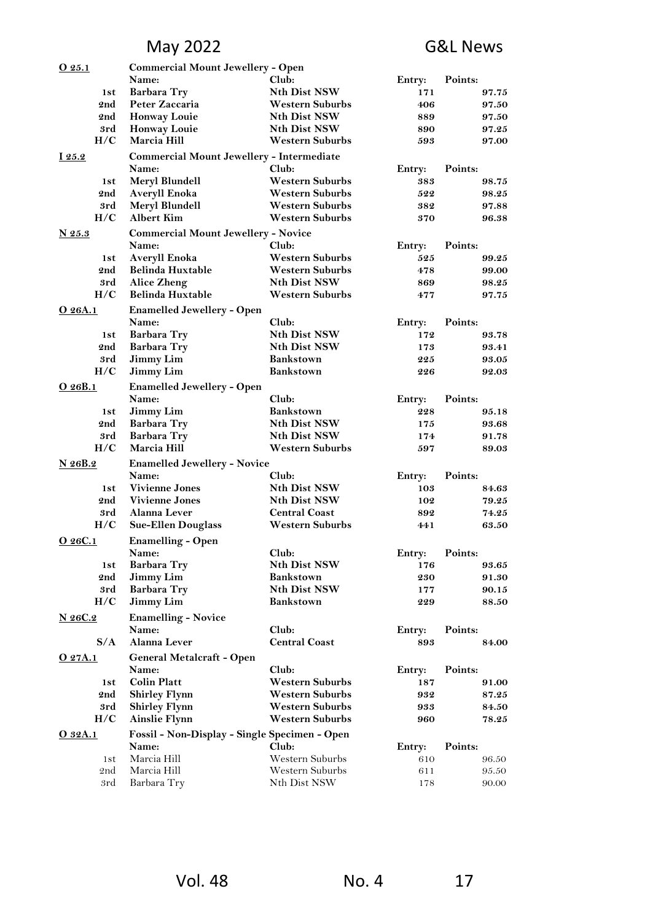**O 25.1** **Commercial Mount Jewellery - Open**

| | Name: | Club: | Entry: | Points: |
|---|---|---|---|---|
| 1st | Barbara Try | Nth Dist NSW | 171 | 97.75 |
| 2nd | Peter Zaccaria | Western Suburbs | 406 | 97.50 |
| 2nd | Honway Louie | Nth Dist NSW | 889 | 97.50 |
| 3rd | Honway Louie | Nth Dist NSW | 890 | 97.25 |
| H/C | Marcia Hill | Western Suburbs | 593 | 97.00 |

**I 25.2** **Commercial Mount Jewellery - Intermediate**

| | Name: | Club: | Entry: | Points: |
|---|---|---|---|---|
| 1st | Meryl Blundell | Western Suburbs | 383 | 98.75 |
| 2nd | Averyll Enoka | Western Suburbs | 522 | 98.25 |
| 3rd | Meryl Blundell | Western Suburbs | 382 | 97.88 |
| H/C | Albert Kim | Western Suburbs | 370 | 96.38 |

**N 25.3** **Commercial Mount Jewellery - Novice**

| | Name: | Club: | Entry: | Points: |
|---|---|---|---|---|
| 1st | Averyll Enoka | Western Suburbs | 525 | 99.25 |
| 2nd | Belinda Huxtable | Western Suburbs | 478 | 99.00 |
| 3rd | Alice Zheng | Nth Dist NSW | 869 | 98.25 |
| H/C | Belinda Huxtable | Western Suburbs | 477 | 97.75 |

**O 26A.1** **Enamelled Jewellery - Open**

| | Name: | Club: | Entry: | Points: |
|---|---|---|---|---|
| 1st | Barbara Try | Nth Dist NSW | 172 | 93.78 |
| 2nd | Barbara Try | Nth Dist NSW | 173 | 93.41 |
| 3rd | Jimmy Lim | Bankstown | 225 | 93.05 |
| H/C | Jimmy Lim | Bankstown | 226 | 92.03 |

**O 26B.1** **Enamelled Jewellery - Open**

| | Name: | Club: | Entry: | Points: |
|---|---|---|---|---|
| 1st | Jimmy Lim | Bankstown | 228 | 95.18 |
| 2nd | Barbara Try | Nth Dist NSW | 175 | 93.68 |
| 3rd | Barbara Try | Nth Dist NSW | 174 | 91.78 |
| H/C | Marcia Hill | Western Suburbs | 597 | 89.03 |

**N 26B.2** **Enamelled Jewellery - Novice**

| | Name: | Club: | Entry: | Points: |
|---|---|---|---|---|
| 1st | Vivienne Jones | Nth Dist NSW | 103 | 84.63 |
| 2nd | Vivienne Jones | Nth Dist NSW | 102 | 79.25 |
| 3rd | Alanna Lever | Central Coast | 892 | 74.25 |
| H/C | Sue-Ellen Douglass | Western Suburbs | 441 | 63.50 |

**O 26C.1** **Enamelling - Open**

| | Name: | Club: | Entry: | Points: |
|---|---|---|---|---|
| 1st | Barbara Try | Nth Dist NSW | 176 | 93.65 |
| 2nd | Jimmy Lim | Bankstown | 230 | 91.30 |
| 3rd | Barbara Try | Nth Dist NSW | 177 | 90.15 |
| H/C | Jimmy Lim | Bankstown | 229 | 88.50 |

**N 26C.2** **Enamelling - Novice**

| | Name: | Club: | Entry: | Points: |
|---|---|---|---|---|
| S/A | Alanna Lever | Central Coast | 893 | 84.00 |

**O 27A.1** **General Metalcraft - Open**

| | Name: | Club: | Entry: | Points: |
|---|---|---|---|---|
| 1st | Colin Platt | Western Suburbs | 187 | 91.00 |
| 2nd | Shirley Flynn | Western Suburbs | 932 | 87.25 |
| 3rd | Shirley Flynn | Western Suburbs | 933 | 84.50 |
| H/C | Ainslie Flynn | Western Suburbs | 960 | 78.25 |

**O 32A.1** **Fossil - Non-Display - Single Specimen - Open**

| | Name: | Club: | Entry: | Points: |
|---|---|---|---|---|
| 1st | Marcia Hill | Western Suburbs | 610 | 96.50 |
| 2nd | Marcia Hill | Western Suburbs | 611 | 95.50 |
| 3rd | Barbara Try | Nth Dist NSW | 178 | 90.00 |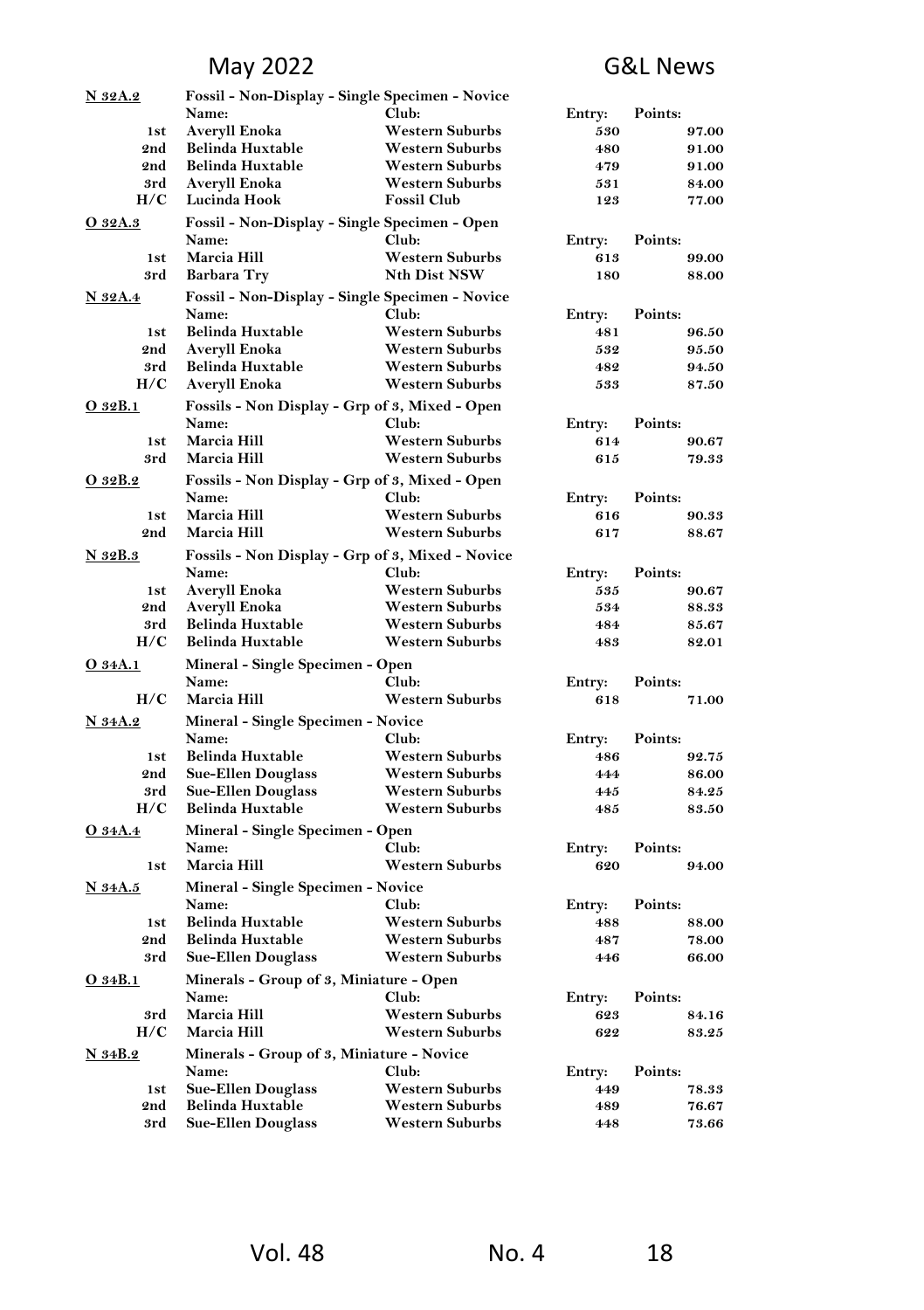**N 32A.2** **Fossil - Non-Display - Single Specimen - Novice**

| | Name: | Club: | Entry: | Points: |
|---|---|---|---|---|
| 1st | Averyll Enoka | Western Suburbs | 530 | 97.00 |
| 2nd | Belinda Huxtable | Western Suburbs | 480 | 91.00 |
| 2nd | Belinda Huxtable | Western Suburbs | 479 | 91.00 |
| 3rd | Averyll Enoka | Western Suburbs | 531 | 84.00 |
| H/C | Lucinda Hook | Fossil Club | 123 | 77.00 |

**O 32A.3** **Fossil - Non-Display - Single Specimen - Open**

| | Name: | Club: | Entry: | Points: |
|---|---|---|---|---|
| 1st | Marcia Hill | Western Suburbs | 613 | 99.00 |
| 3rd | Barbara Try | Nth Dist NSW | 180 | 88.00 |

**N 32A.4** **Fossil - Non-Display - Single Specimen - Novice**

| | Name: | Club: | Entry: | Points: |
|---|---|---|---|---|
| 1st | Belinda Huxtable | Western Suburbs | 481 | 96.50 |
| 2nd | Averyll Enoka | Western Suburbs | 532 | 95.50 |
| 3rd | Belinda Huxtable | Western Suburbs | 482 | 94.50 |
| H/C | Averyll Enoka | Western Suburbs | 533 | 87.50 |

**O 32B.1** **Fossils - Non Display - Grp of 3, Mixed - Open**

| | Name: | Club: | Entry: | Points: |
|---|---|---|---|---|
| 1st | Marcia Hill | Western Suburbs | 614 | 90.67 |
| 3rd | Marcia Hill | Western Suburbs | 615 | 79.33 |

**O 32B.2** **Fossils - Non Display - Grp of 3, Mixed - Open**

| | Name: | Club: | Entry: | Points: |
|---|---|---|---|---|
| 1st | Marcia Hill | Western Suburbs | 616 | 90.33 |
| 2nd | Marcia Hill | Western Suburbs | 617 | 88.67 |

**N 32B.3** **Fossils - Non Display - Grp of 3, Mixed - Novice**

| | Name: | Club: | Entry: | Points: |
|---|---|---|---|---|
| 1st | Averyll Enoka | Western Suburbs | 535 | 90.67 |
| 2nd | Averyll Enoka | Western Suburbs | 534 | 88.33 |
| 3rd | Belinda Huxtable | Western Suburbs | 484 | 85.67 |
| H/C | Belinda Huxtable | Western Suburbs | 483 | 82.01 |

**O 34A.1** **Mineral - Single Specimen - Open**

| | Name: | Club: | Entry: | Points: |
|---|---|---|---|---|
| H/C | Marcia Hill | Western Suburbs | 618 | 71.00 |

**N 34A.2** **Mineral - Single Specimen - Novice**

| | Name: | Club: | Entry: | Points: |
|---|---|---|---|---|
| 1st | Belinda Huxtable | Western Suburbs | 486 | 92.75 |
| 2nd | Sue-Ellen Douglass | Western Suburbs | 444 | 86.00 |
| 3rd | Sue-Ellen Douglass | Western Suburbs | 445 | 84.25 |
| H/C | Belinda Huxtable | Western Suburbs | 485 | 83.50 |

**O 34A.4** **Mineral - Single Specimen - Open**

| | Name: | Club: | Entry: | Points: |
|---|---|---|---|---|
| 1st | Marcia Hill | Western Suburbs | 620 | 94.00 |

**N 34A.5** **Mineral - Single Specimen - Novice**

| | Name: | Club: | Entry: | Points: |
|---|---|---|---|---|
| 1st | Belinda Huxtable | Western Suburbs | 488 | 88.00 |
| 2nd | Belinda Huxtable | Western Suburbs | 487 | 78.00 |
| 3rd | Sue-Ellen Douglass | Western Suburbs | 446 | 66.00 |

**O 34B.1** **Minerals - Group of 3, Miniature - Open**

| | Name: | Club: | Entry: | Points: |
|---|---|---|---|---|
| 3rd | Marcia Hill | Western Suburbs | 623 | 84.16 |
| H/C | Marcia Hill | Western Suburbs | 622 | 83.25 |

**N 34B.2** **Minerals - Group of 3, Miniature - Novice**

| | Name: | Club: | Entry: | Points: |
|---|---|---|---|---|
| 1st | Sue-Ellen Douglass | Western Suburbs | 449 | 78.33 |
| 2nd | Belinda Huxtable | Western Suburbs | 489 | 76.67 |
| 3rd | Sue-Ellen Douglass | Western Suburbs | 448 | 73.66 |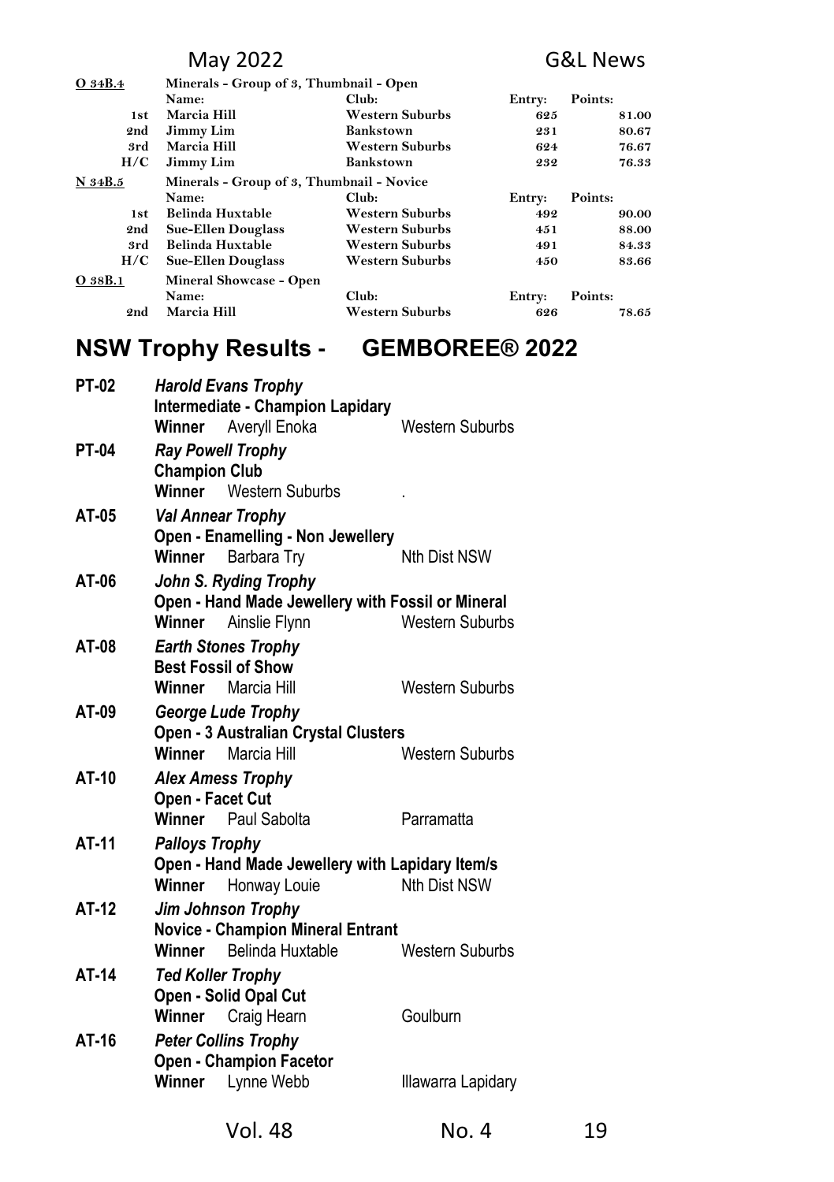**O 34B.4** Minerals - Group of 3, Thumbnail - Open

| | Name: | Club: | Entry: | Points: |
|---|---|---|---|---|
| 1st | Marcia Hill | Western Suburbs | 625 | 81.00 |
| 2nd | Jimmy Lim | Bankstown | 231 | 80.67 |
| 3rd | Marcia Hill | Western Suburbs | 624 | 76.67 |
| H/C | Jimmy Lim | Bankstown | 232 | 76.33 |

**N 34B.5** Minerals - Group of 3, Thumbnail - Novice

| | Name: | Club: | Entry: | Points: |
|---|---|---|---|---|
| 1st | Belinda Huxtable | Western Suburbs | 492 | 90.00 |
| 2nd | Sue-Ellen Douglass | Western Suburbs | 451 | 88.00 |
| 3rd | Belinda Huxtable | Western Suburbs | 491 | 84.33 |
| H/C | Sue-Ellen Douglass | Western Suburbs | 450 | 83.66 |

**O 38B.1** Mineral Showcase - Open

| | Name: | Club: | Entry: | Points: |
|---|---|---|---|---|
| 2nd | Marcia Hill | Western Suburbs | 626 | 78.65 |

# NSW Trophy Results - GEMBOREE® 2022

**PT-02** *Harold Evans Trophy*
**Intermediate - Champion Lapidary**
**Winner** Averyll Enoka — Western Suburbs

**PT-04** *Ray Powell Trophy*
**Champion Club**
**Winner** Western Suburbs .

**AT-05** *Val Annear Trophy*
**Open - Enamelling - Non Jewellery**
**Winner** Barbara Try — Nth Dist NSW

**AT-06** *John S. Ryding Trophy*
**Open - Hand Made Jewellery with Fossil or Mineral**
**Winner** Ainslie Flynn — Western Suburbs

**AT-08** *Earth Stones Trophy*
**Best Fossil of Show**
**Winner** Marcia Hill — Western Suburbs

**AT-09** *George Lude Trophy*
**Open - 3 Australian Crystal Clusters**
**Winner** Marcia Hill — Western Suburbs

**AT-10** *Alex Amess Trophy*
**Open - Facet Cut**
**Winner** Paul Sabolta — Parramatta

**AT-11** *Palloys Trophy*
**Open - Hand Made Jewellery with Lapidary Item/s**
**Winner** Honway Louie — Nth Dist NSW

**AT-12** *Jim Johnson Trophy*
**Novice - Champion Mineral Entrant**
**Winner** Belinda Huxtable — Western Suburbs

**AT-14** *Ted Koller Trophy*
**Open - Solid Opal Cut**
**Winner** Craig Hearn — Goulburn

**AT-16** *Peter Collins Trophy*
**Open - Champion Facetor**
**Winner** Lynne Webb — Illawarra Lapidary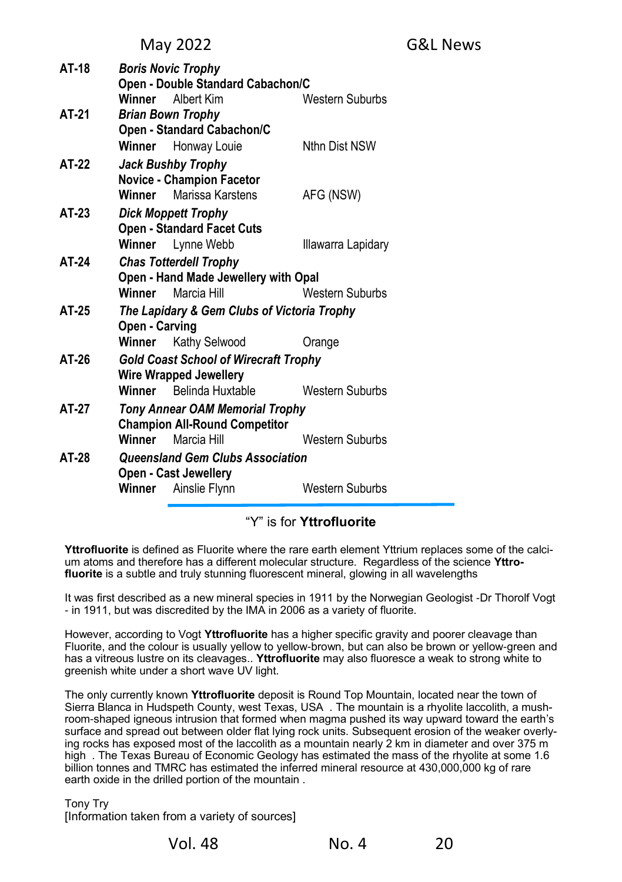**AT-18** ***Boris Novic Trophy***
**Open - Double Standard Cabachon/C**
**Winner** Albert Kim — Western Suburbs

**AT-21** ***Brian Bown Trophy***
**Open - Standard Cabachon/C**
**Winner** Honway Louie — Nthn Dist NSW

**AT-22** ***Jack Bushby Trophy***
**Novice - Champion Facetor**
**Winner** Marissa Karstens — AFG (NSW)

**AT-23** ***Dick Moppett Trophy***
**Open - Standard Facet Cuts**
**Winner** Lynne Webb — Illawarra Lapidary

**AT-24** ***Chas Totterdell Trophy***
**Open - Hand Made Jewellery with Opal**
**Winner** Marcia Hill — Western Suburbs

**AT-25** ***The Lapidary & Gem Clubs of Victoria Trophy***
**Open - Carving**
**Winner** Kathy Selwood — Orange

**AT-26** ***Gold Coast School of Wirecraft Trophy***
**Wire Wrapped Jewellery**
**Winner** Belinda Huxtable — Western Suburbs

**AT-27** ***Tony Annear OAM Memorial Trophy***
**Champion All-Round Competitor**
**Winner** Marcia Hill — Western Suburbs

**AT-28** ***Queensland Gem Clubs Association***
**Open - Cast Jewellery**
**Winner** Ainslie Flynn — Western Suburbs

## "Y" is for **Yttrofluorite**

**Yttrofluorite** is defined as Fluorite where the rare earth element Yttrium replaces some of the calcium atoms and therefore has a different molecular structure. Regardless of the science **Yttrofluorite** is a subtle and truly stunning fluorescent mineral, glowing in all wavelengths

It was first described as a new mineral species in 1911 by the Norwegian Geologist -Dr Thorolf Vogt - in 1911, but was discredited by the IMA in 2006 as a variety of fluorite.

However, according to Vogt **Yttrofluorite** has a higher specific gravity and poorer cleavage than Fluorite, and the colour is usually yellow to yellow-brown, but can also be brown or yellow-green and has a vitreous lustre on its cleavages.. **Yttrofluorite** may also fluoresce a weak to strong white to greenish white under a short wave UV light.

The only currently known **Yttrofluorite** deposit is Round Top Mountain, located near the town of Sierra Blanca in Hudspeth County, west Texas, USA . The mountain is a rhyolite laccolith, a mushroom-shaped igneous intrusion that formed when magma pushed its way upward toward the earth's surface and spread out between older flat lying rock units. Subsequent erosion of the weaker overlying rocks has exposed most of the laccolith as a mountain nearly 2 km in diameter and over 375 m high . The Texas Bureau of Economic Geology has estimated the mass of the rhyolite at some 1.6 billion tonnes and TMRC has estimated the inferred mineral resource at 430,000,000 kg of rare earth oxide in the drilled portion of the mountain .

Tony Try
[Information taken from a variety of sources]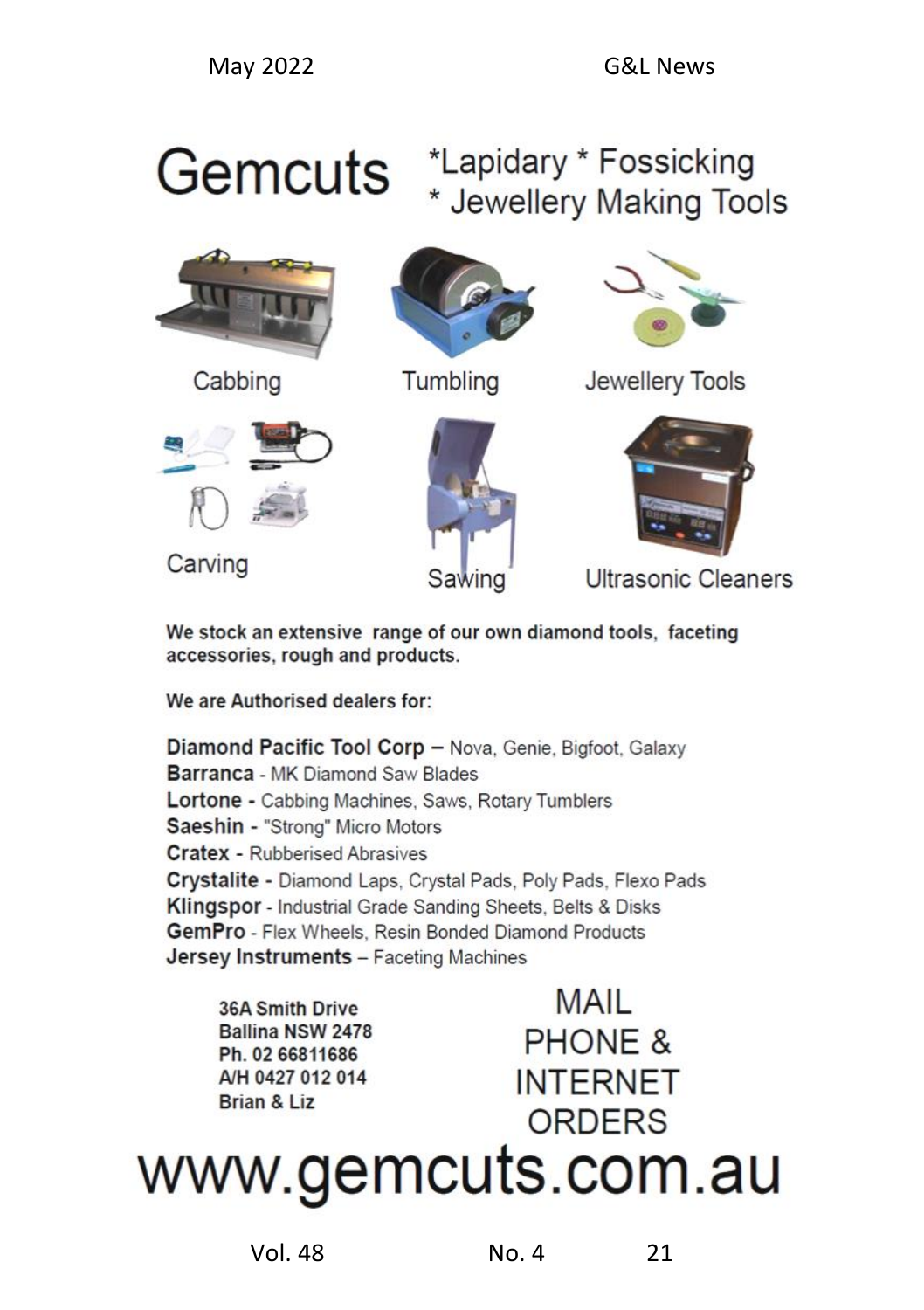# Gemcuts

*Lapidary * Fossicking * Jewellery Making Tools

Cabbing

Tumbling

Jewellery Tools

Carving

Sawing

Ultrasonic Cleaners

**We stock an extensive range of our own diamond tools, faceting accessories, rough and products.**

**We are Authorised dealers for:**

**Diamond Pacific Tool Corp** – Nova, Genie, Bigfoot, Galaxy
**Barranca** - MK Diamond Saw Blades
**Lortone** - Cabbing Machines, Saws, Rotary Tumblers
**Saeshin** - "Strong" Micro Motors
**Cratex** - Rubberised Abrasives
**Crystalite** - Diamond Laps, Crystal Pads, Poly Pads, Flexo Pads
**Klingspor** - Industrial Grade Sanding Sheets, Belts & Disks
**GemPro** - Flex Wheels, Resin Bonded Diamond Products
**Jersey Instruments** – Faceting Machines

**36A Smith Drive**
**Ballina NSW 2478**
**Ph. 02 66811686**
**A/H 0427 012 014**
**Brian & Liz**

MAIL
PHONE &
INTERNET
ORDERS

# www.gemcuts.com.au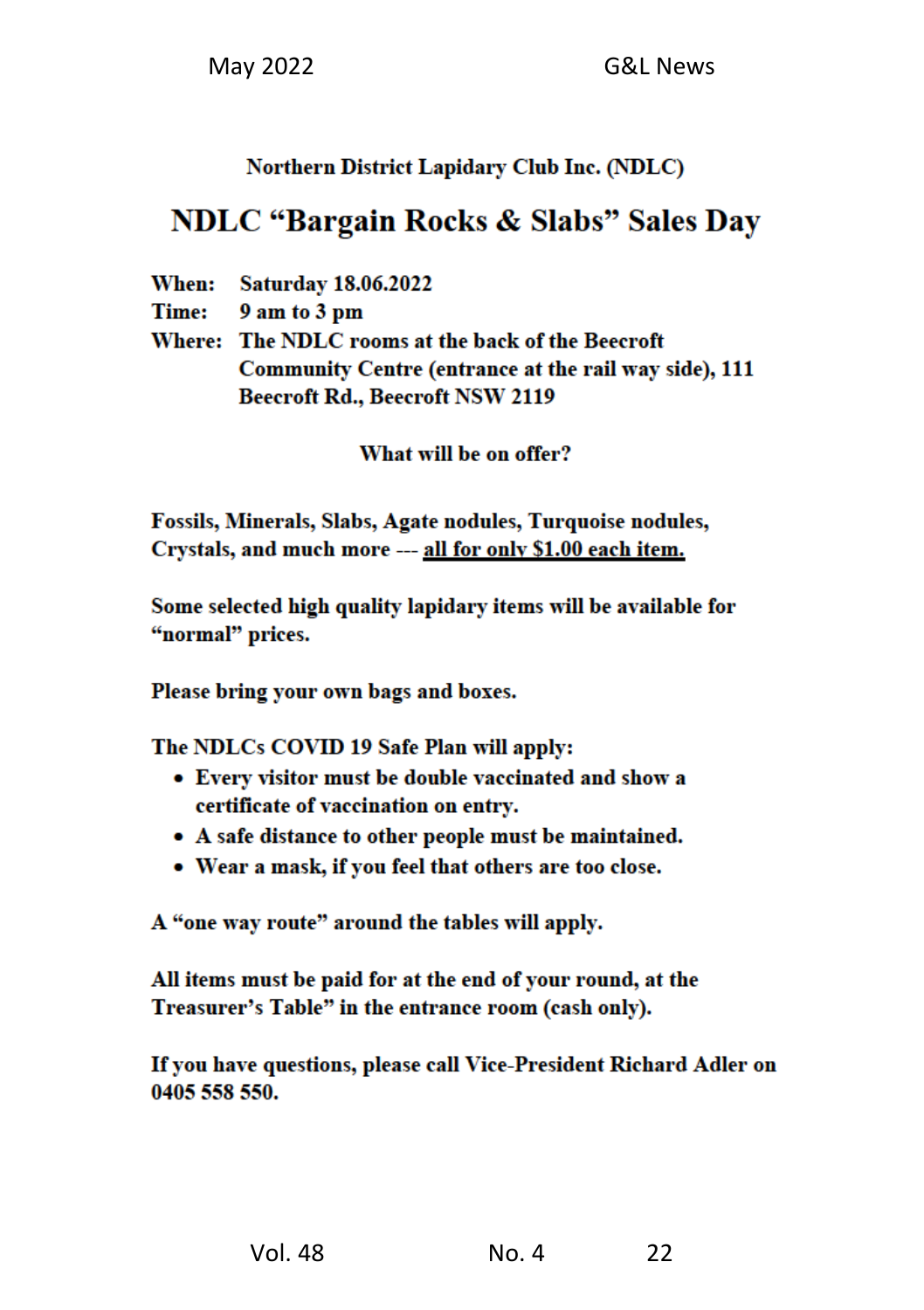**Northern District Lapidary Club Inc. (NDLC)**

# NDLC "Bargain Rocks & Slabs" Sales Day

**When:** **Saturday 18.06.2022**
**Time:** **9 am to 3 pm**
**Where:** **The NDLC rooms at the back of the Beecroft Community Centre (entrance at the rail way side), 111 Beecroft Rd., Beecroft NSW 2119**

**What will be on offer?**

**Fossils, Minerals, Slabs, Agate nodules, Turquoise nodules, Crystals, and much more --- <u>all for only $1.00 each item.</u>**

**Some selected high quality lapidary items will be available for "normal" prices.**

**Please bring your own bags and boxes.**

**The NDLCs COVID 19 Safe Plan will apply:**

- **Every visitor must be double vaccinated and show a certificate of vaccination on entry.**
- **A safe distance to other people must be maintained.**
- **Wear a mask, if you feel that others are too close.**

**A "one way route" around the tables will apply.**

**All items must be paid for at the end of your round, at the Treasurer's Table" in the entrance room (cash only).**

**If you have questions, please call Vice-President Richard Adler on 0405 558 550.**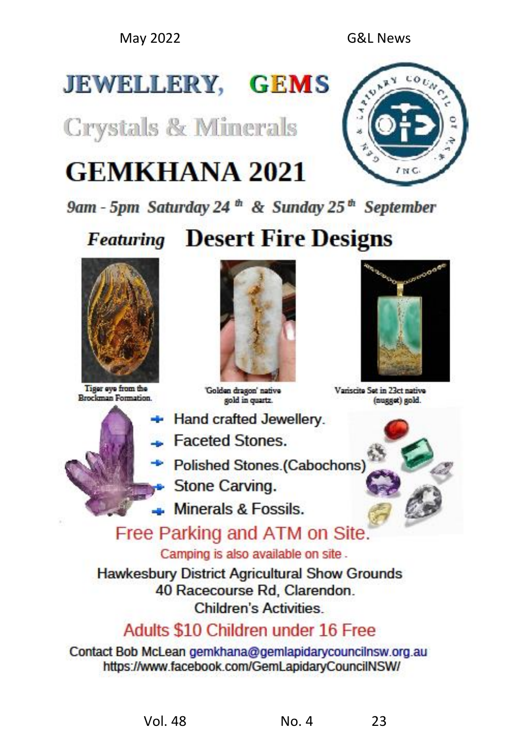# JEWELLERY, GEMS

## Crystals & Minerals

# GEMKHANA 2021

***9am - 5pm Saturday 24th & Sunday 25th September***

## *Featuring* Desert Fire Designs

Tiger eye from the Brockman Formation.

'Golden dragon' native gold in quartz.

Variscite Set in 23ct native (nugget) gold.

- Hand crafted Jewellery.
- Faceted Stones.
- Polished Stones.(Cabochons)
- Stone Carving.
- Minerals & Fossils.

Free Parking and ATM on Site.

Camping is also available on site .

Hawkesbury District Agricultural Show Grounds
40 Racecourse Rd, Clarendon.
Children's Activities.

Adults $10 Children under 16 Free

Contact Bob McLean gemkhana@gemlapidarycouncilnsw.org.au
https://www.facebook.com/GemLapidaryCouncilNSW/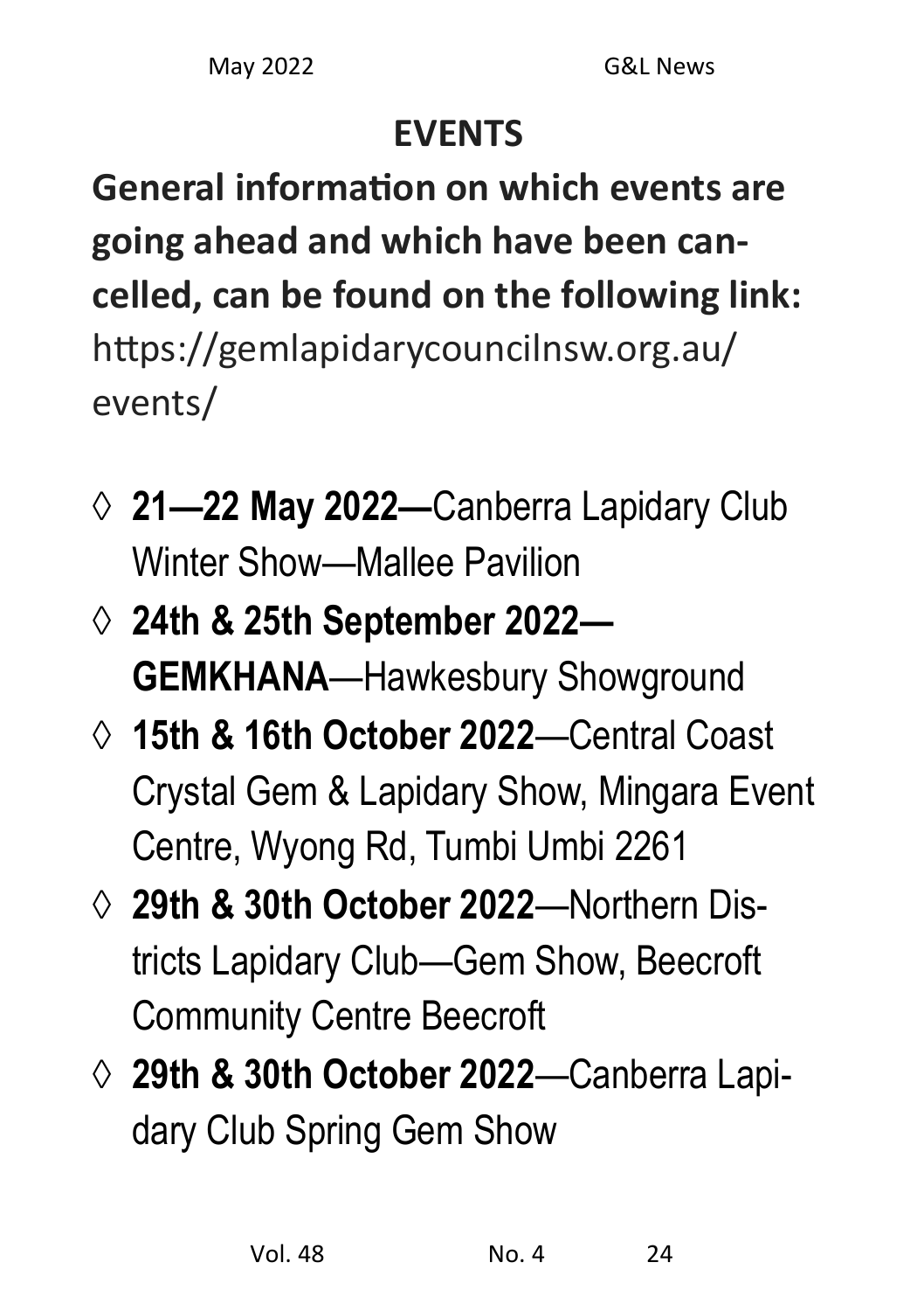# EVENTS

**General information on which events are going ahead and which have been cancelled, can be found on the following link:** https://gemlapidarycouncilnsw.org.au/events/

- **21—22 May 2022—**Canberra Lapidary Club Winter Show—Mallee Pavilion
- **24th & 25th September 2022—GEMKHANA**—Hawkesbury Showground
- **15th & 16th October 2022**—Central Coast Crystal Gem & Lapidary Show, Mingara Event Centre, Wyong Rd, Tumbi Umbi 2261
- **29th & 30th October 2022**—Northern Districts Lapidary Club—Gem Show, Beecroft Community Centre Beecroft
- **29th & 30th October 2022**—Canberra Lapidary Club Spring Gem Show